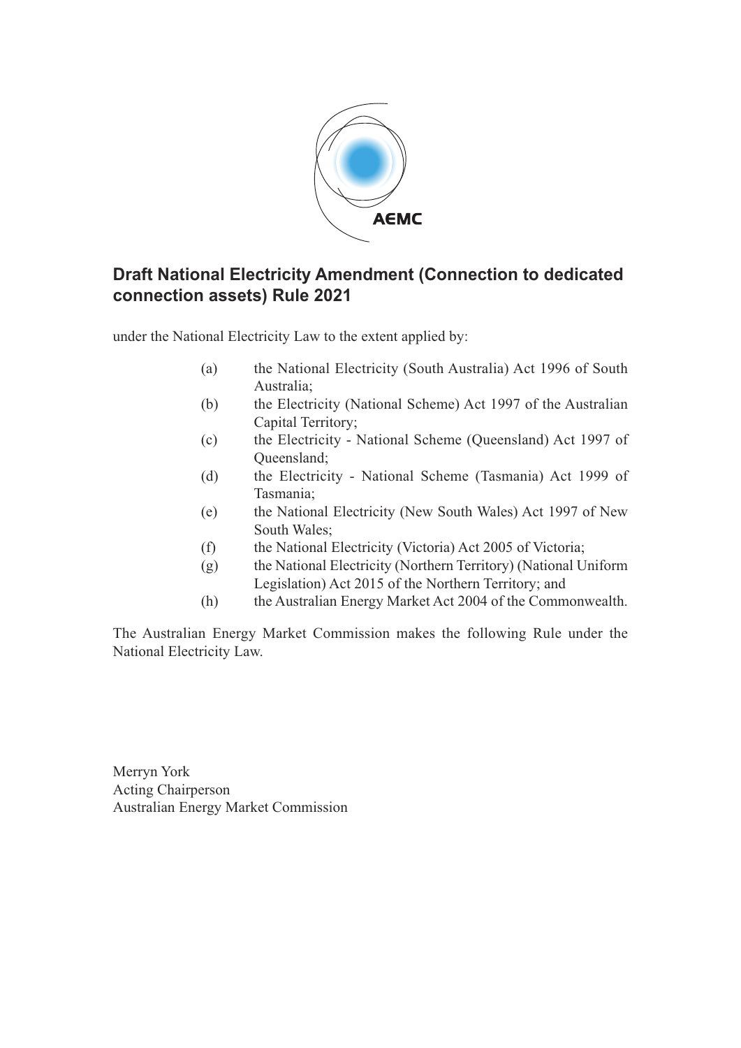AEMC

# Draft National Electricity Amendment (Connection to dedicated connection assets) Rule 2021

under the National Electricity Law to the extent applied by:

(a) the National Electricity (South Australia) Act 1996 of South Australia;
(b) the Electricity (National Scheme) Act 1997 of the Australian Capital Territory;
(c) the Electricity - National Scheme (Queensland) Act 1997 of Queensland;
(d) the Electricity - National Scheme (Tasmania) Act 1999 of Tasmania;
(e) the National Electricity (New South Wales) Act 1997 of New South Wales;
(f) the National Electricity (Victoria) Act 2005 of Victoria;
(g) the National Electricity (Northern Territory) (National Uniform Legislation) Act 2015 of the Northern Territory; and
(h) the Australian Energy Market Act 2004 of the Commonwealth.

The Australian Energy Market Commission makes the following Rule under the National Electricity Law.

Merryn York
Acting Chairperson
Australian Energy Market Commission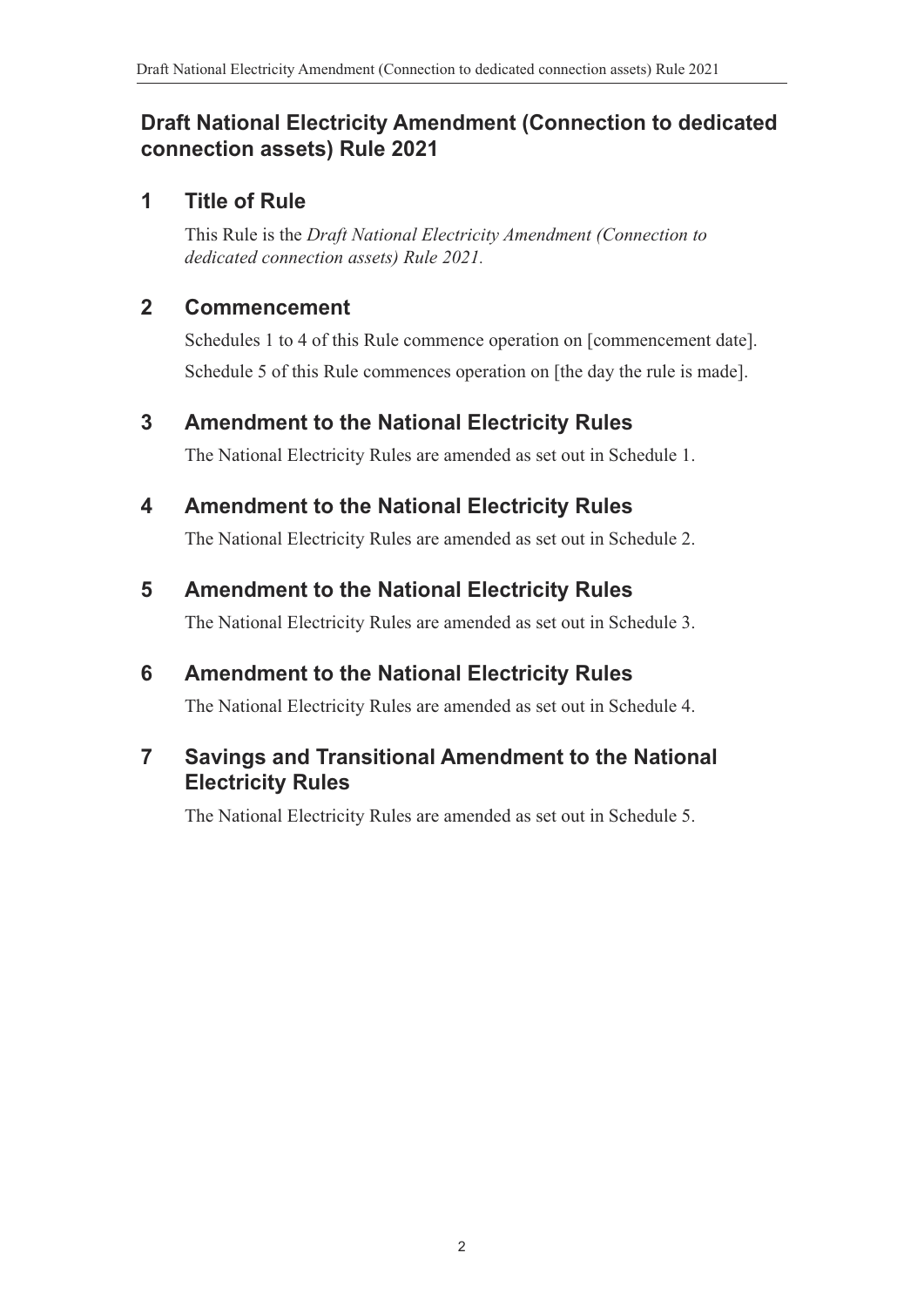# Draft National Electricity Amendment (Connection to dedicated connection assets) Rule 2021

## 1 Title of Rule

This Rule is the *Draft National Electricity Amendment (Connection to dedicated connection assets) Rule 2021.*

## 2 Commencement

Schedules 1 to 4 of this Rule commence operation on [commencement date].

Schedule 5 of this Rule commences operation on [the day the rule is made].

## 3 Amendment to the National Electricity Rules

The National Electricity Rules are amended as set out in Schedule 1.

## 4 Amendment to the National Electricity Rules

The National Electricity Rules are amended as set out in Schedule 2.

## 5 Amendment to the National Electricity Rules

The National Electricity Rules are amended as set out in Schedule 3.

## 6 Amendment to the National Electricity Rules

The National Electricity Rules are amended as set out in Schedule 4.

## 7 Savings and Transitional Amendment to the National Electricity Rules

The National Electricity Rules are amended as set out in Schedule 5.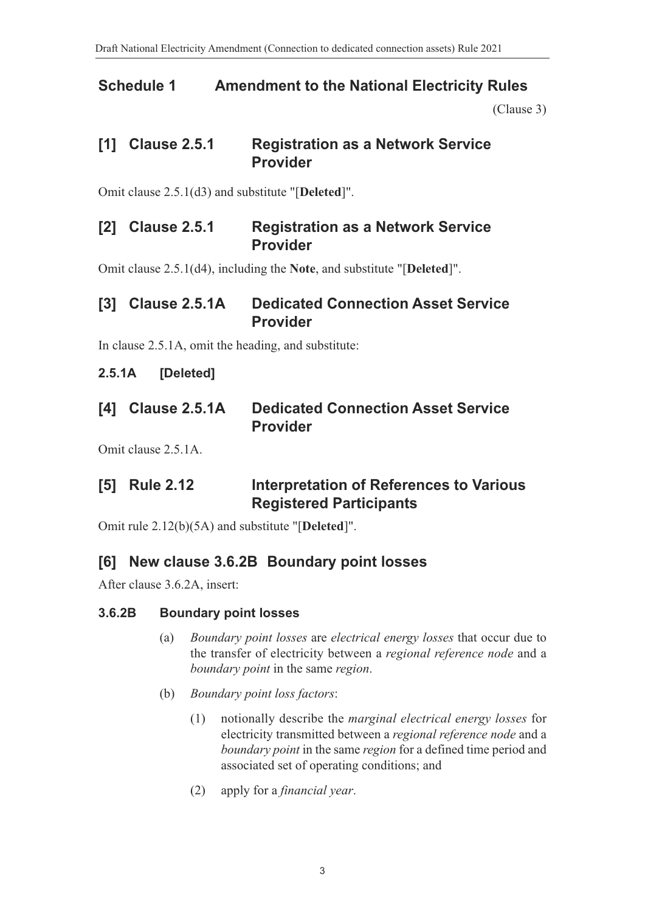## Schedule 1 Amendment to the National Electricity Rules

(Clause 3)

### [1] Clause 2.5.1 Registration as a Network Service Provider

Omit clause 2.5.1(d3) and substitute "[**Deleted**]".

### [2] Clause 2.5.1 Registration as a Network Service Provider

Omit clause 2.5.1(d4), including the **Note**, and substitute "[**Deleted**]".

### [3] Clause 2.5.1A Dedicated Connection Asset Service Provider

In clause 2.5.1A, omit the heading, and substitute:

**2.5.1A [Deleted]**

### [4] Clause 2.5.1A Dedicated Connection Asset Service Provider

Omit clause 2.5.1A.

### [5] Rule 2.12 Interpretation of References to Various Registered Participants

Omit rule 2.12(b)(5A) and substitute "[**Deleted**]".

### [6] New clause 3.6.2B Boundary point losses

After clause 3.6.2A, insert:

**3.6.2B Boundary point losses**

(a) *Boundary point losses* are *electrical energy losses* that occur due to the transfer of electricity between a *regional reference node* and a *boundary point* in the same *region*.

(b) *Boundary point loss factors*:

(1) notionally describe the *marginal electrical energy losses* for electricity transmitted between a *regional reference node* and a *boundary point* in the same *region* for a defined time period and associated set of operating conditions; and

(2) apply for a *financial year*.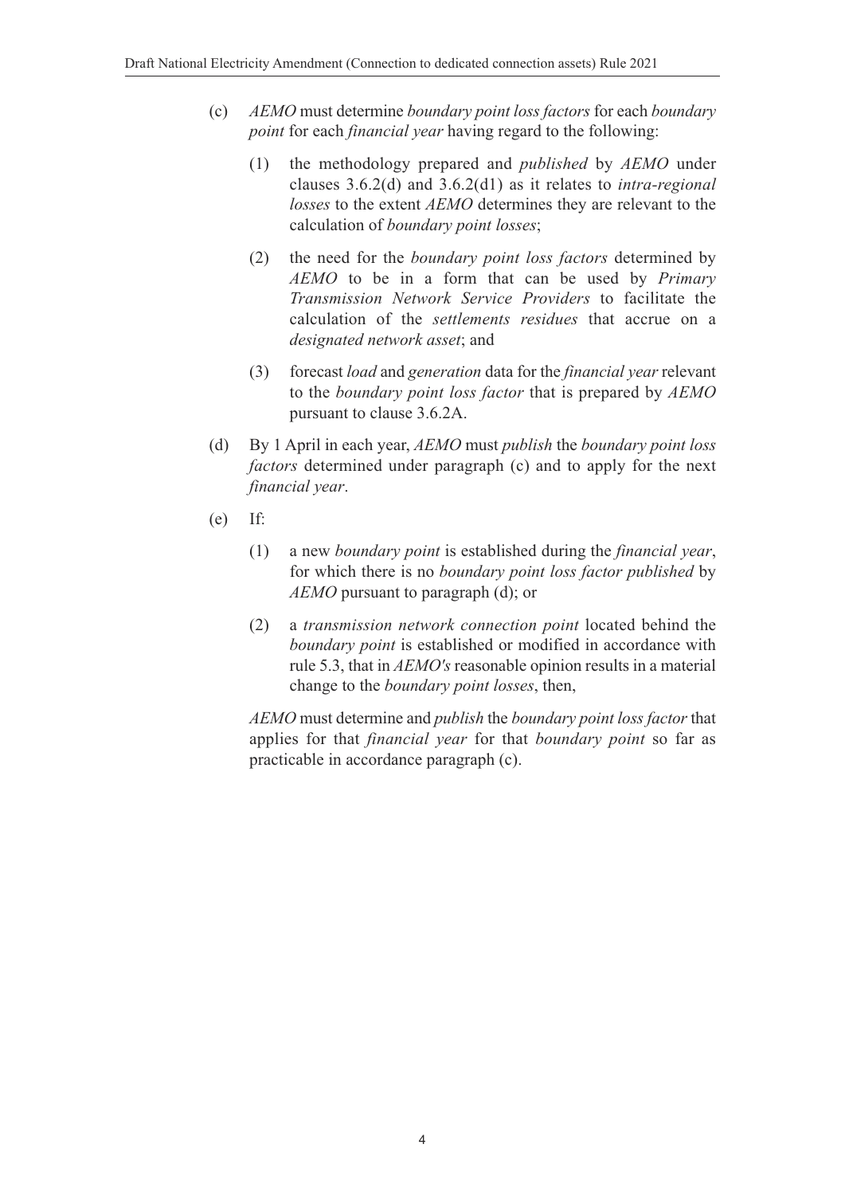(c) *AEMO* must determine *boundary point loss factors* for each *boundary point* for each *financial year* having regard to the following:

(1) the methodology prepared and *published* by *AEMO* under clauses 3.6.2(d) and 3.6.2(d1) as it relates to *intra-regional losses* to the extent *AEMO* determines they are relevant to the calculation of *boundary point losses*;

(2) the need for the *boundary point loss factors* determined by *AEMO* to be in a form that can be used by *Primary Transmission Network Service Providers* to facilitate the calculation of the *settlements residues* that accrue on a *designated network asset*; and

(3) forecast *load* and *generation* data for the *financial year* relevant to the *boundary point loss factor* that is prepared by *AEMO* pursuant to clause 3.6.2A.

(d) By 1 April in each year, *AEMO* must *publish* the *boundary point loss factors* determined under paragraph (c) and to apply for the next *financial year*.

(e) If:

(1) a new *boundary point* is established during the *financial year*, for which there is no *boundary point loss factor published* by *AEMO* pursuant to paragraph (d); or

(2) a *transmission network connection point* located behind the *boundary point* is established or modified in accordance with rule 5.3, that in *AEMO's* reasonable opinion results in a material change to the *boundary point losses*, then,

*AEMO* must determine and *publish* the *boundary point loss factor* that applies for that *financial year* for that *boundary point* so far as practicable in accordance paragraph (c).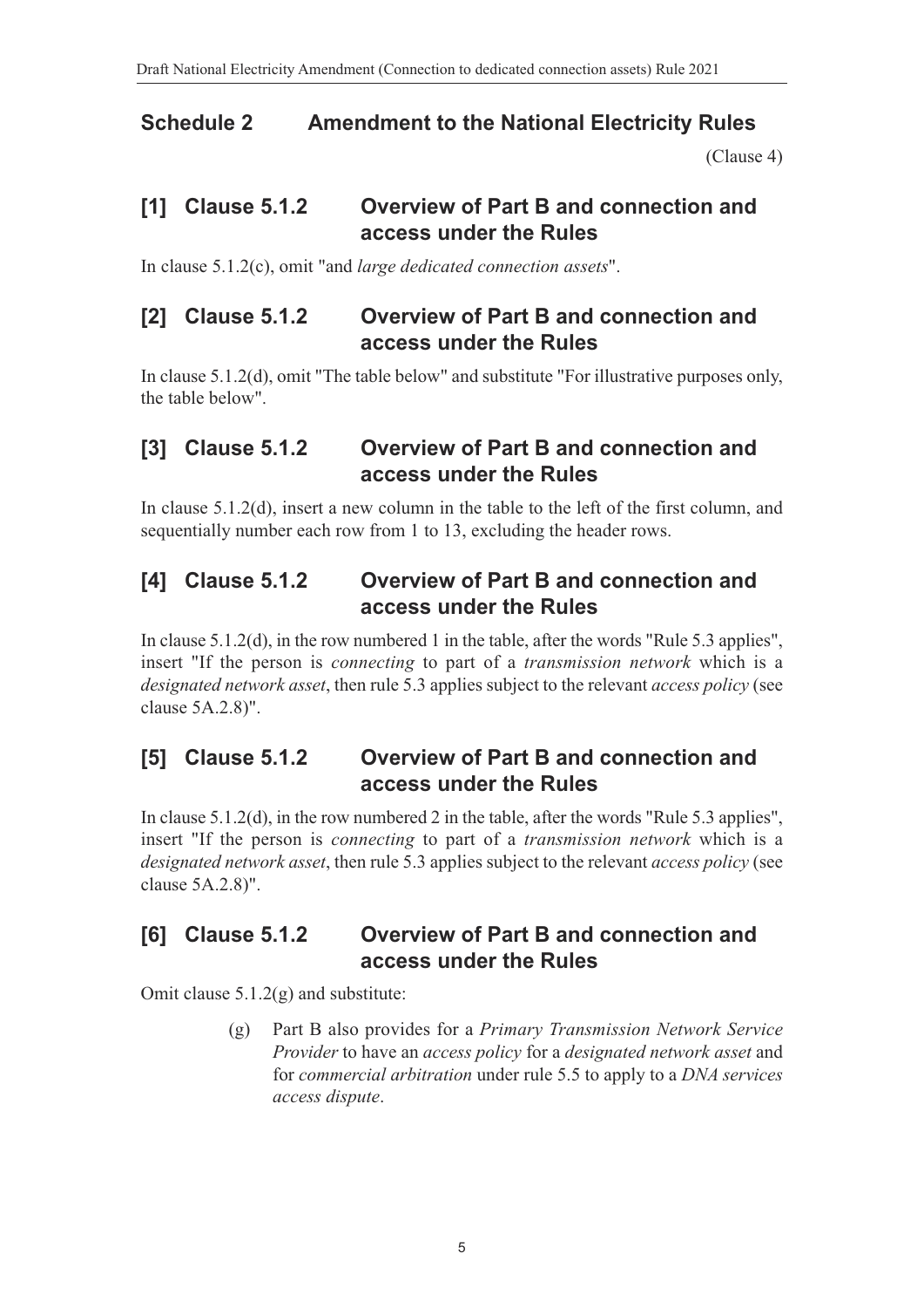## Schedule 2 Amendment to the National Electricity Rules

(Clause 4)

### [1] Clause 5.1.2 Overview of Part B and connection and access under the Rules

In clause 5.1.2(c), omit "and *large dedicated connection assets*".

### [2] Clause 5.1.2 Overview of Part B and connection and access under the Rules

In clause 5.1.2(d), omit "The table below" and substitute "For illustrative purposes only, the table below".

### [3] Clause 5.1.2 Overview of Part B and connection and access under the Rules

In clause 5.1.2(d), insert a new column in the table to the left of the first column, and sequentially number each row from 1 to 13, excluding the header rows.

### [4] Clause 5.1.2 Overview of Part B and connection and access under the Rules

In clause 5.1.2(d), in the row numbered 1 in the table, after the words "Rule 5.3 applies", insert "If the person is *connecting* to part of a *transmission network* which is a *designated network asset*, then rule 5.3 applies subject to the relevant *access policy* (see clause 5A.2.8)".

### [5] Clause 5.1.2 Overview of Part B and connection and access under the Rules

In clause 5.1.2(d), in the row numbered 2 in the table, after the words "Rule 5.3 applies", insert "If the person is *connecting* to part of a *transmission network* which is a *designated network asset*, then rule 5.3 applies subject to the relevant *access policy* (see clause 5A.2.8)".

### [6] Clause 5.1.2 Overview of Part B and connection and access under the Rules

Omit clause 5.1.2(g) and substitute:

> (g) Part B also provides for a *Primary Transmission Network Service Provider* to have an *access policy* for a *designated network asset* and for *commercial arbitration* under rule 5.5 to apply to a *DNA services access dispute*.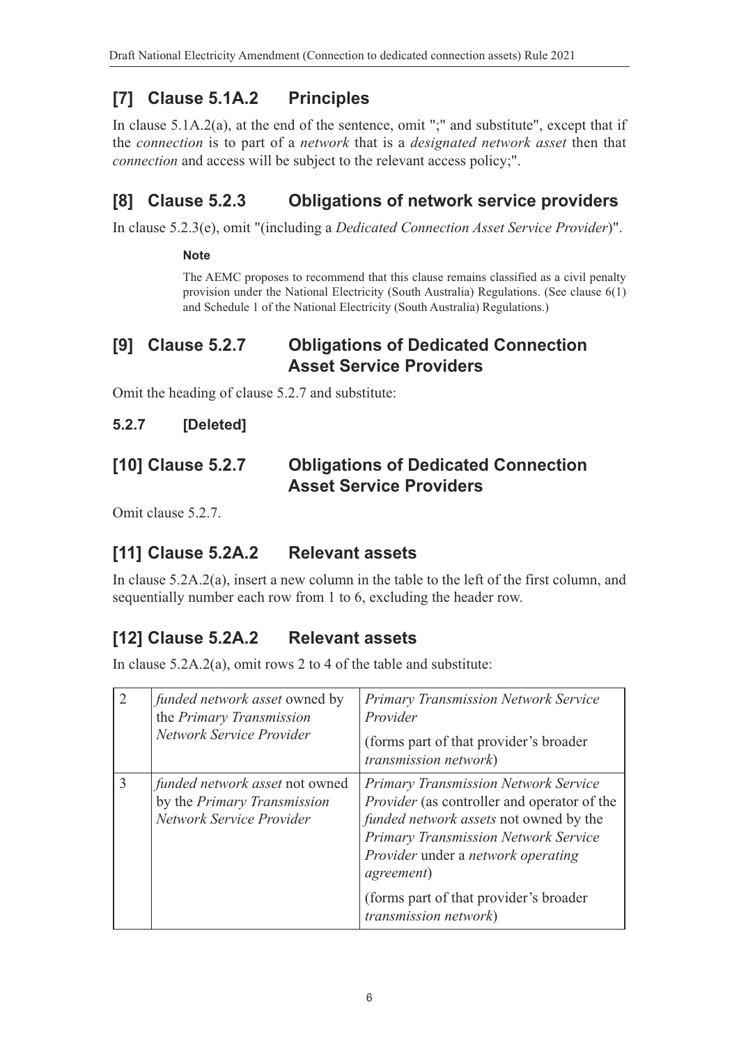## [7] Clause 5.1A.2 Principles

In clause 5.1A.2(a), at the end of the sentence, omit ";" and substitute", except that if the *connection* is to part of a *network* that is a *designated network asset* then that *connection* and access will be subject to the relevant access policy;".

## [8] Clause 5.2.3 Obligations of network service providers

In clause 5.2.3(e), omit "(including a *Dedicated Connection Asset Service Provider*)".

**Note**

The AEMC proposes to recommend that this clause remains classified as a civil penalty provision under the National Electricity (South Australia) Regulations. (See clause 6(1) and Schedule 1 of the National Electricity (South Australia) Regulations.)

## [9] Clause 5.2.7 Obligations of Dedicated Connection Asset Service Providers

Omit the heading of clause 5.2.7 and substitute:

**5.2.7 [Deleted]**

## [10] Clause 5.2.7 Obligations of Dedicated Connection Asset Service Providers

Omit clause 5.2.7.

## [11] Clause 5.2A.2 Relevant assets

In clause 5.2A.2(a), insert a new column in the table to the left of the first column, and sequentially number each row from 1 to 6, excluding the header row.

## [12] Clause 5.2A.2 Relevant assets

In clause 5.2A.2(a), omit rows 2 to 4 of the table and substitute:

| | | |
|---|---|---|
| 2 | *funded network asset* owned by the *Primary Transmission Network Service Provider* | *Primary Transmission Network Service Provider*<br><br>(forms part of that provider's broader *transmission network*) |
| 3 | *funded network asset* not owned by the *Primary Transmission Network Service Provider* | *Primary Transmission Network Service Provider* (as controller and operator of the *funded network assets* not owned by the *Primary Transmission Network Service Provider* under a *network operating agreement*)<br><br>(forms part of that provider's broader *transmission network*) |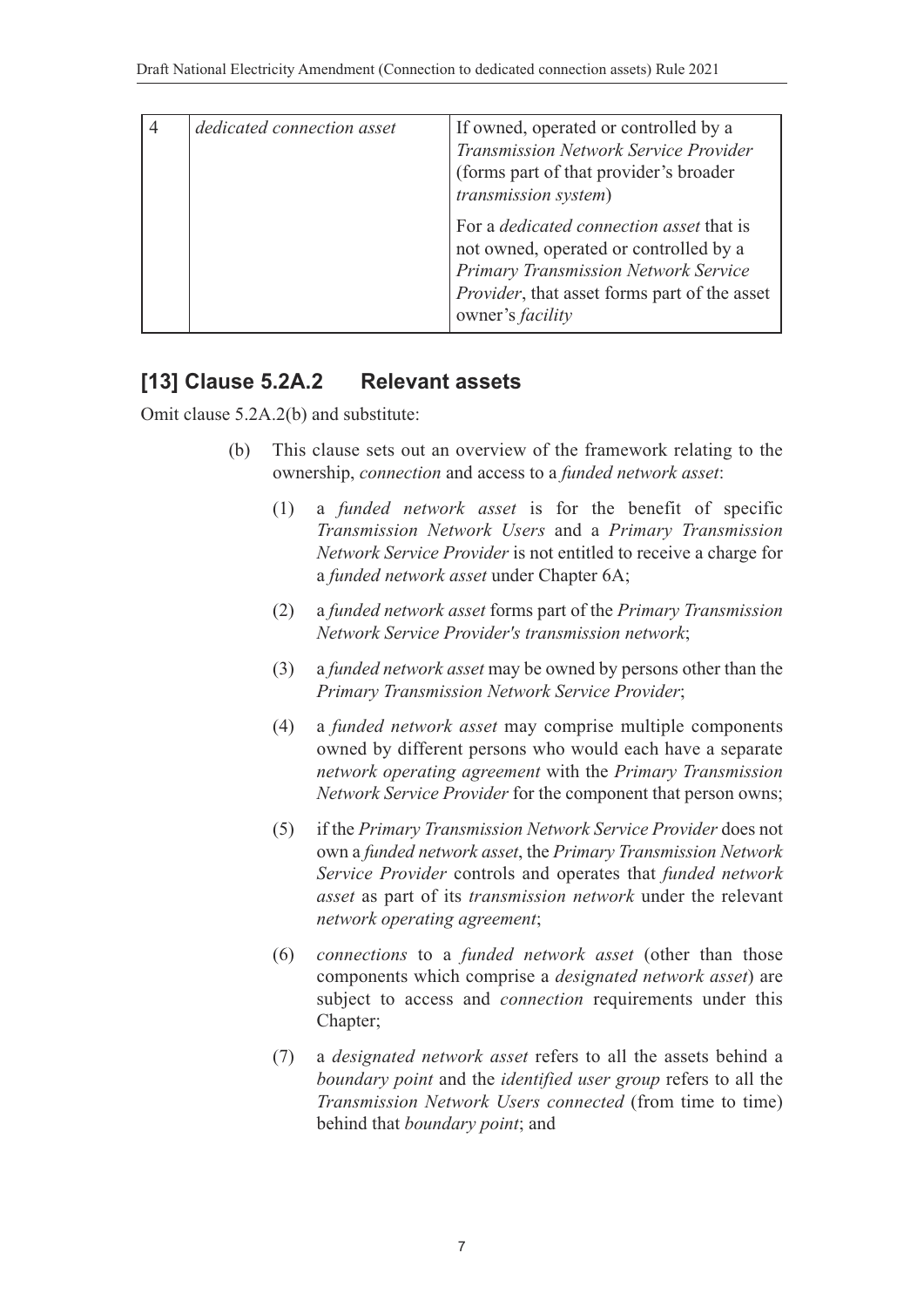| 4 | *dedicated connection asset* | If owned, operated or controlled by a *Transmission Network Service Provider* (forms part of that provider's broader *transmission system*)<br><br>For a *dedicated connection asset* that is not owned, operated or controlled by a *Primary Transmission Network Service Provider*, that asset forms part of the asset owner's *facility* |
|---|---|---|

## [13] Clause 5.2A.2 Relevant assets

Omit clause 5.2A.2(b) and substitute:

(b) This clause sets out an overview of the framework relating to the ownership, *connection* and access to a *funded network asset*:

(1) a *funded network asset* is for the benefit of specific *Transmission Network Users* and a *Primary Transmission Network Service Provider* is not entitled to receive a charge for a *funded network asset* under Chapter 6A;

(2) a *funded network asset* forms part of the *Primary Transmission Network Service Provider's transmission network*;

(3) a *funded network asset* may be owned by persons other than the *Primary Transmission Network Service Provider*;

(4) a *funded network asset* may comprise multiple components owned by different persons who would each have a separate *network operating agreement* with the *Primary Transmission Network Service Provider* for the component that person owns;

(5) if the *Primary Transmission Network Service Provider* does not own a *funded network asset*, the *Primary Transmission Network Service Provider* controls and operates that *funded network asset* as part of its *transmission network* under the relevant *network operating agreement*;

(6) *connections* to a *funded network asset* (other than those components which comprise a *designated network asset*) are subject to access and *connection* requirements under this Chapter;

(7) a *designated network asset* refers to all the assets behind a *boundary point* and the *identified user group* refers to all the *Transmission Network Users connected* (from time to time) behind that *boundary point*; and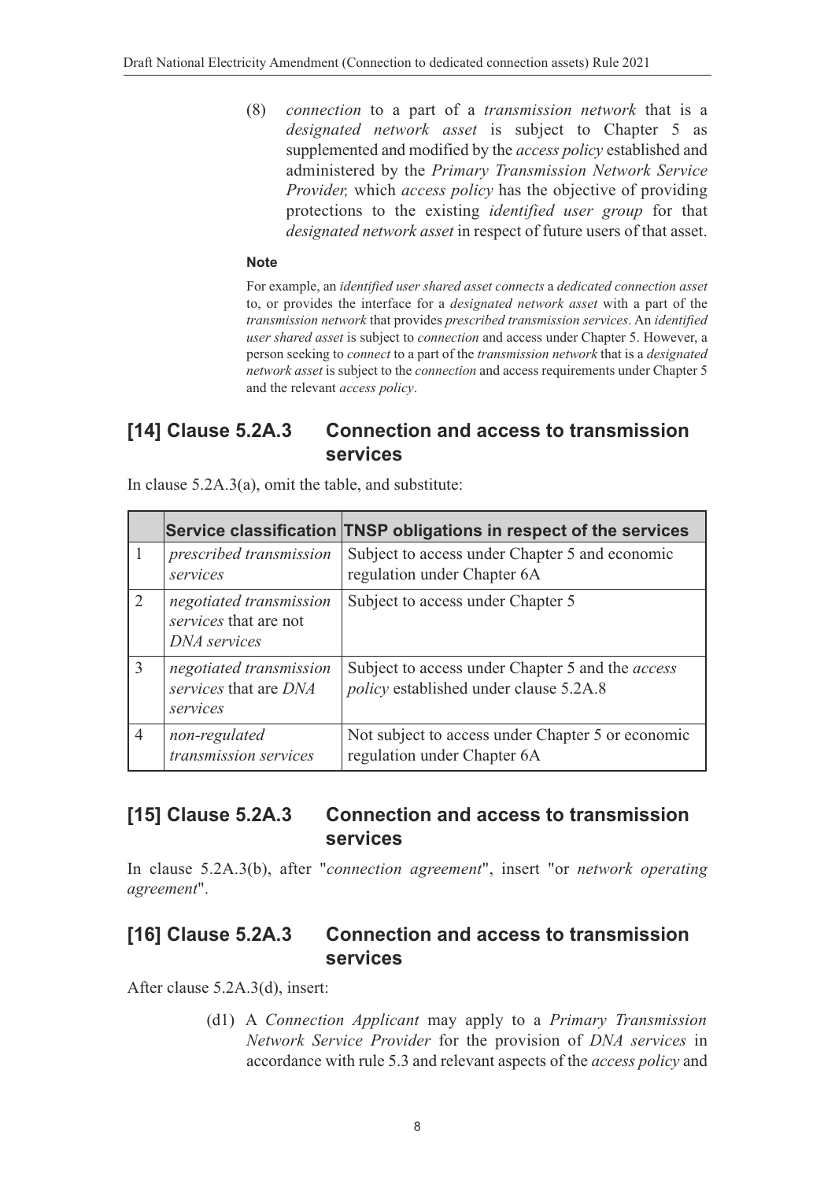(8) *connection* to a part of a *transmission network* that is a *designated network asset* is subject to Chapter 5 as supplemented and modified by the *access policy* established and administered by the *Primary Transmission Network Service Provider,* which *access policy* has the objective of providing protections to the existing *identified user group* for that *designated network asset* in respect of future users of that asset.

**Note**

For example, an *identified user shared asset connects* a *dedicated connection asset* to, or provides the interface for a *designated network asset* with a part of the *transmission network* that provides *prescribed transmission services*. An *identified user shared asset* is subject to *connection* and access under Chapter 5. However, a person seeking to *connect* to a part of the *transmission network* that is a *designated network asset* is subject to the *connection* and access requirements under Chapter 5 and the relevant *access policy*.

## [14] Clause 5.2A.3 Connection and access to transmission services

In clause 5.2A.3(a), omit the table, and substitute:

| | Service classification | TNSP obligations in respect of the services |
|---|---|---|
| 1 | *prescribed transmission services* | Subject to access under Chapter 5 and economic regulation under Chapter 6A |
| 2 | *negotiated transmission services* that are not *DNA services* | Subject to access under Chapter 5 |
| 3 | *negotiated transmission services* that are *DNA services* | Subject to access under Chapter 5 and the *access policy* established under clause 5.2A.8 |
| 4 | *non-regulated transmission services* | Not subject to access under Chapter 5 or economic regulation under Chapter 6A |

## [15] Clause 5.2A.3 Connection and access to transmission services

In clause 5.2A.3(b), after "*connection agreement*", insert "or *network operating agreement*".

## [16] Clause 5.2A.3 Connection and access to transmission services

After clause 5.2A.3(d), insert:

(d1) A *Connection Applicant* may apply to a *Primary Transmission Network Service Provider* for the provision of *DNA services* in accordance with rule 5.3 and relevant aspects of the *access policy* and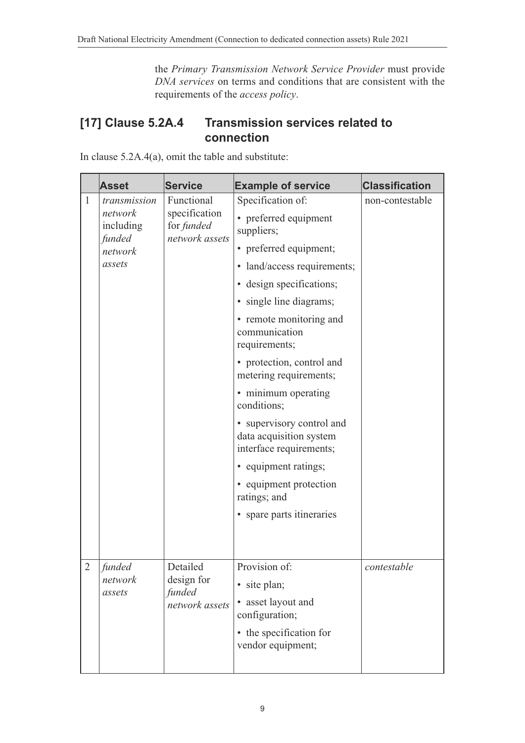the *Primary Transmission Network Service Provider* must provide *DNA services* on terms and conditions that are consistent with the requirements of the *access policy*.

## [17] Clause 5.2A.4 Transmission services related to connection

In clause 5.2A.4(a), omit the table and substitute:

| | Asset | Service | Example of service | Classification |
|---|---|---|---|---|
| 1 | *transmission network* including *funded network assets* | Functional specification for *funded network assets* | Specification of:<br>• preferred equipment suppliers;<br>• preferred equipment;<br>• land/access requirements;<br>• design specifications;<br>• single line diagrams;<br>• remote monitoring and communication requirements;<br>• protection, control and metering requirements;<br>• minimum operating conditions;<br>• supervisory control and data acquisition system interface requirements;<br>• equipment ratings;<br>• equipment protection ratings; and<br>• spare parts itineraries | non-contestable |
| 2 | *funded network assets* | Detailed design for *funded network assets* | Provision of:<br>• site plan;<br>• asset layout and configuration;<br>• the specification for vendor equipment; | *contestable* |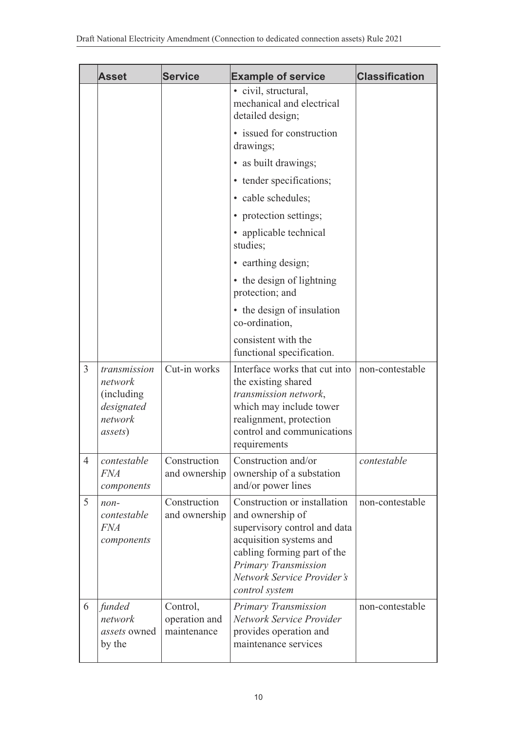| | Asset | Service | Example of service | Classification |
|---|---|---|---|---|
| | | | • civil, structural, mechanical and electrical detailed design;<br>• issued for construction drawings;<br>• as built drawings;<br>• tender specifications;<br>• cable schedules;<br>• protection settings;<br>• applicable technical studies;<br>• earthing design;<br>• the design of lightning protection; and<br>• the design of insulation co-ordination,<br>consistent with the functional specification. | |
| 3 | *transmission network* (including *designated network assets*) | Cut-in works | Interface works that cut into the existing shared *transmission network*, which may include tower realignment, protection control and communications requirements | non-contestable |
| 4 | *contestable FNA components* | Construction and ownership | Construction and/or ownership of a substation and/or power lines | *contestable* |
| 5 | *non-contestable FNA components* | Construction and ownership | Construction or installation and ownership of supervisory control and data acquisition systems and cabling forming part of the *Primary Transmission Network Service Provider's control system* | non-contestable |
| 6 | *funded network assets* owned by the | Control, operation and maintenance | *Primary Transmission Network Service Provider* provides operation and maintenance services | non-contestable |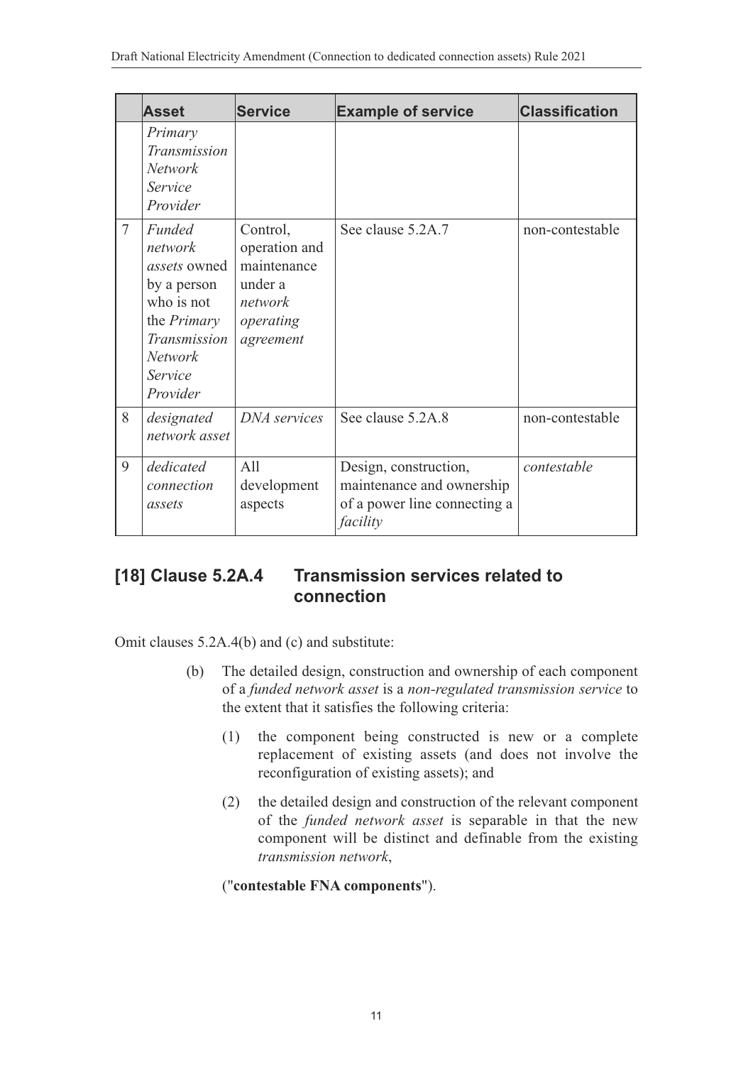| | Asset | Service | Example of service | Classification |
|---|---|---|---|---|
| | *Primary Transmission Network Service Provider* | | | |
| 7 | *Funded network assets* owned by a person who is not the *Primary Transmission Network Service Provider* | Control, operation and maintenance under a *network operating agreement* | See clause 5.2A.7 | non-contestable |
| 8 | *designated network asset* | *DNA services* | See clause 5.2A.8 | non-contestable |
| 9 | *dedicated connection assets* | All development aspects | Design, construction, maintenance and ownership of a power line connecting a *facility* | *contestable* |

## [18] Clause 5.2A.4 Transmission services related to connection

Omit clauses 5.2A.4(b) and (c) and substitute:

(b) The detailed design, construction and ownership of each component of a *funded network asset* is a *non-regulated transmission service* to the extent that it satisfies the following criteria:

(1) the component being constructed is new or a complete replacement of existing assets (and does not involve the reconfiguration of existing assets); and

(2) the detailed design and construction of the relevant component of the *funded network asset* is separable in that the new component will be distinct and definable from the existing *transmission network*,

("**contestable FNA components**").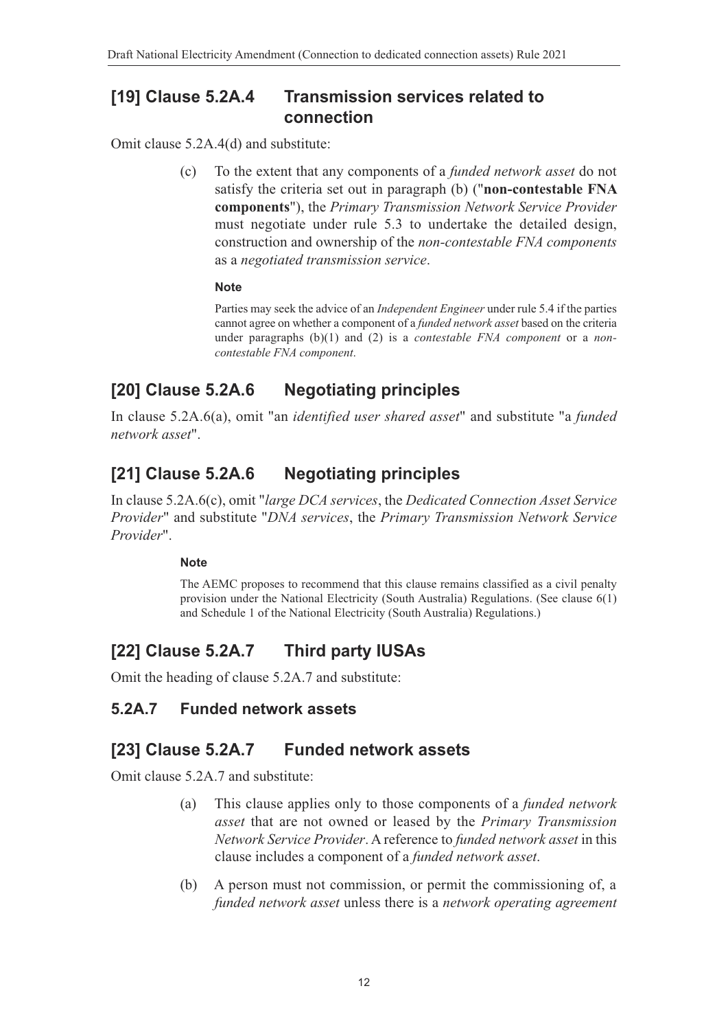## [19] Clause 5.2A.4 Transmission services related to connection

Omit clause 5.2A.4(d) and substitute:

(c) To the extent that any components of a *funded network asset* do not satisfy the criteria set out in paragraph (b) ("**non-contestable FNA components**"), the *Primary Transmission Network Service Provider* must negotiate under rule 5.3 to undertake the detailed design, construction and ownership of the *non-contestable FNA components* as a *negotiated transmission service*.

**Note**

Parties may seek the advice of an *Independent Engineer* under rule 5.4 if the parties cannot agree on whether a component of a *funded network asset* based on the criteria under paragraphs (b)(1) and (2) is a *contestable FNA component* or a *non-contestable FNA component*.

## [20] Clause 5.2A.6 Negotiating principles

In clause 5.2A.6(a), omit "an *identified user shared asset*" and substitute "a *funded network asset*".

## [21] Clause 5.2A.6 Negotiating principles

In clause 5.2A.6(c), omit "*large DCA services*, the *Dedicated Connection Asset Service Provider*" and substitute "*DNA services*, the *Primary Transmission Network Service Provider*".

**Note**

The AEMC proposes to recommend that this clause remains classified as a civil penalty provision under the National Electricity (South Australia) Regulations. (See clause 6(1) and Schedule 1 of the National Electricity (South Australia) Regulations.)

## [22] Clause 5.2A.7 Third party IUSAs

Omit the heading of clause 5.2A.7 and substitute:

### 5.2A.7 Funded network assets

## [23] Clause 5.2A.7 Funded network assets

Omit clause 5.2A.7 and substitute:

(a) This clause applies only to those components of a *funded network asset* that are not owned or leased by the *Primary Transmission Network Service Provider*. A reference to *funded network asset* in this clause includes a component of a *funded network asset*.

(b) A person must not commission, or permit the commissioning of, a *funded network asset* unless there is a *network operating agreement*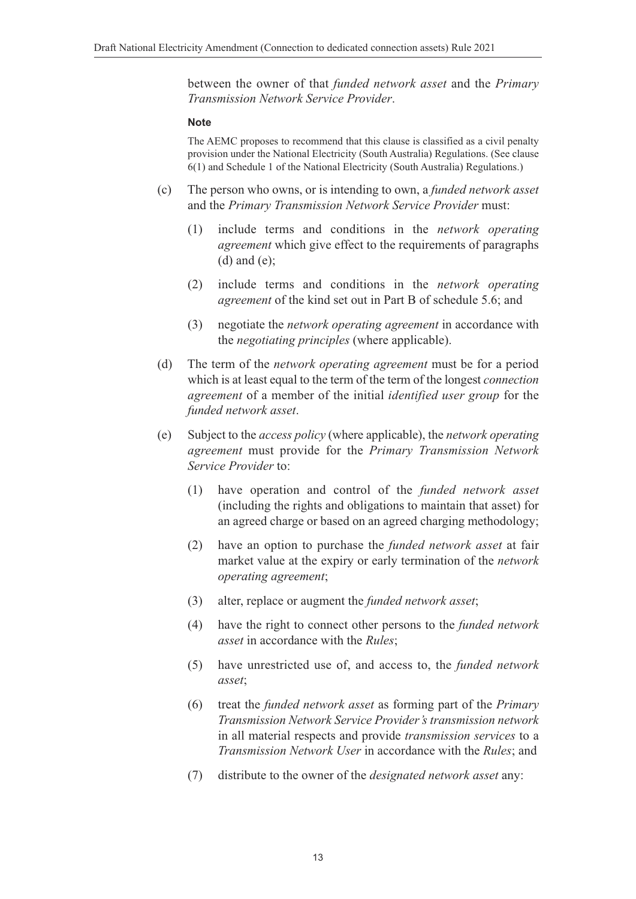between the owner of that *funded network asset* and the *Primary Transmission Network Service Provider*.

**Note**

The AEMC proposes to recommend that this clause is classified as a civil penalty provision under the National Electricity (South Australia) Regulations. (See clause 6(1) and Schedule 1 of the National Electricity (South Australia) Regulations.)

(c) The person who owns, or is intending to own, a *funded network asset* and the *Primary Transmission Network Service Provider* must:

  (1) include terms and conditions in the *network operating agreement* which give effect to the requirements of paragraphs (d) and (e);

  (2) include terms and conditions in the *network operating agreement* of the kind set out in Part B of schedule 5.6; and

  (3) negotiate the *network operating agreement* in accordance with the *negotiating principles* (where applicable).

(d) The term of the *network operating agreement* must be for a period which is at least equal to the term of the term of the longest *connection agreement* of a member of the initial *identified user group* for the *funded network asset*.

(e) Subject to the *access policy* (where applicable), the *network operating agreement* must provide for the *Primary Transmission Network Service Provider* to:

  (1) have operation and control of the *funded network asset* (including the rights and obligations to maintain that asset) for an agreed charge or based on an agreed charging methodology;

  (2) have an option to purchase the *funded network asset* at fair market value at the expiry or early termination of the *network operating agreement*;

  (3) alter, replace or augment the *funded network asset*;

  (4) have the right to connect other persons to the *funded network asset* in accordance with the *Rules*;

  (5) have unrestricted use of, and access to, the *funded network asset*;

  (6) treat the *funded network asset* as forming part of the *Primary Transmission Network Service Provider's transmission network* in all material respects and provide *transmission services* to a *Transmission Network User* in accordance with the *Rules*; and

  (7) distribute to the owner of the *designated network asset* any: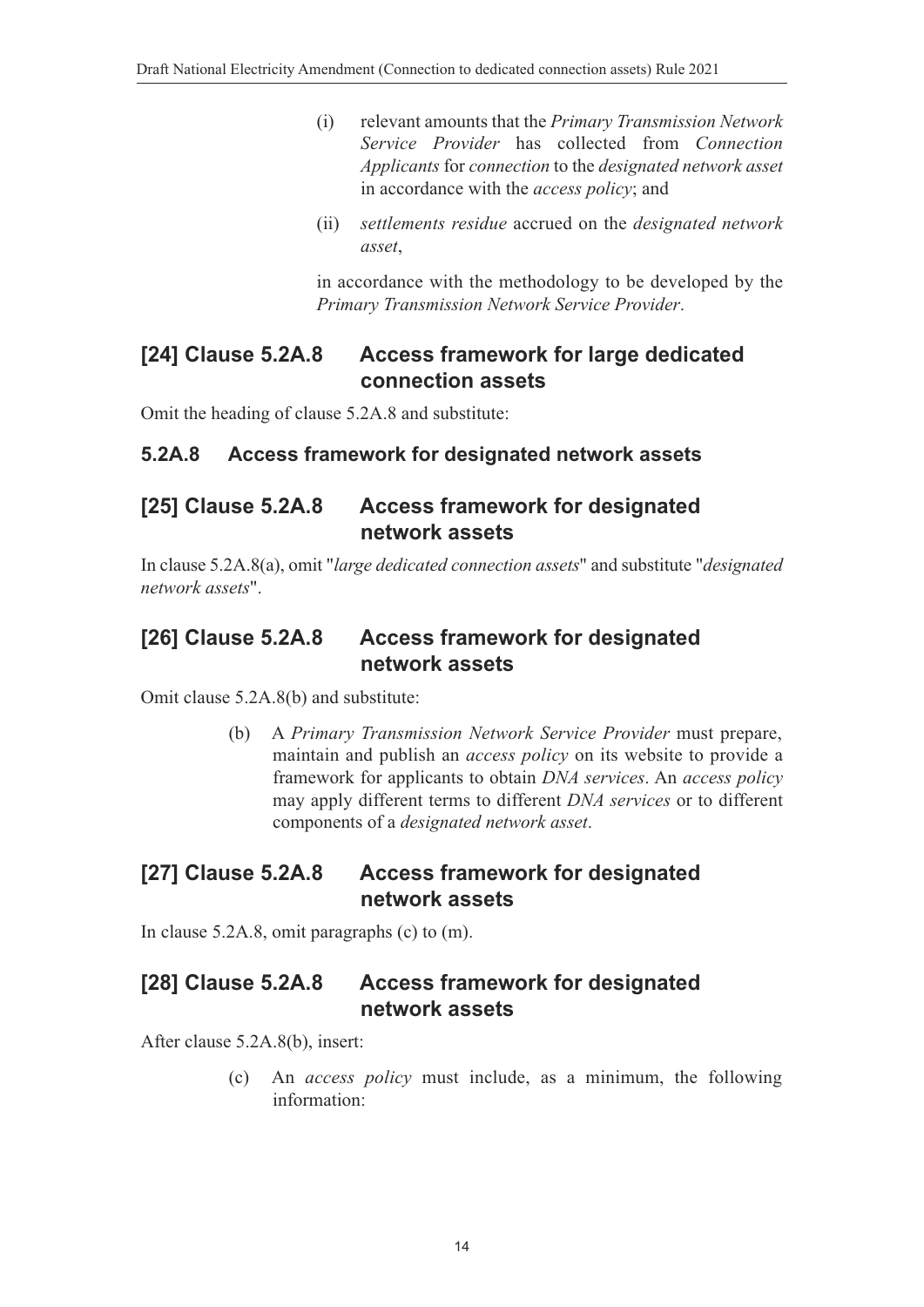(i) relevant amounts that the *Primary Transmission Network Service Provider* has collected from *Connection Applicants* for *connection* to the *designated network asset* in accordance with the *access policy*; and

(ii) *settlements residue* accrued on the *designated network asset*,

in accordance with the methodology to be developed by the *Primary Transmission Network Service Provider*.

## [24] Clause 5.2A.8 Access framework for large dedicated connection assets

Omit the heading of clause 5.2A.8 and substitute:

### 5.2A.8 Access framework for designated network assets

## [25] Clause 5.2A.8 Access framework for designated network assets

In clause 5.2A.8(a), omit "*large dedicated connection assets*" and substitute "*designated network assets*".

## [26] Clause 5.2A.8 Access framework for designated network assets

Omit clause 5.2A.8(b) and substitute:

(b) A *Primary Transmission Network Service Provider* must prepare, maintain and publish an *access policy* on its website to provide a framework for applicants to obtain *DNA services*. An *access policy* may apply different terms to different *DNA services* or to different components of a *designated network asset*.

## [27] Clause 5.2A.8 Access framework for designated network assets

In clause 5.2A.8, omit paragraphs (c) to (m).

## [28] Clause 5.2A.8 Access framework for designated network assets

After clause 5.2A.8(b), insert:

(c) An *access policy* must include, as a minimum, the following information: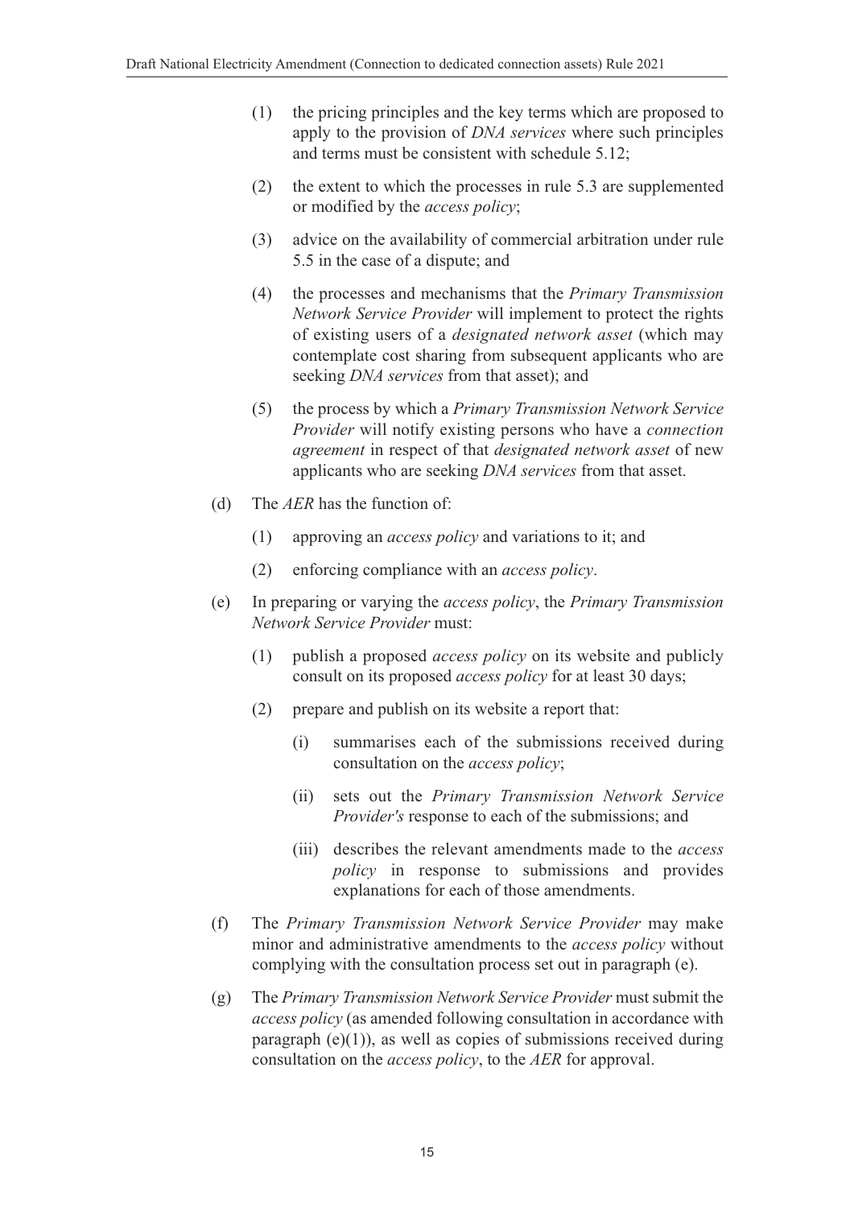(1) the pricing principles and the key terms which are proposed to apply to the provision of *DNA services* where such principles and terms must be consistent with schedule 5.12;

(2) the extent to which the processes in rule 5.3 are supplemented or modified by the *access policy*;

(3) advice on the availability of commercial arbitration under rule 5.5 in the case of a dispute; and

(4) the processes and mechanisms that the *Primary Transmission Network Service Provider* will implement to protect the rights of existing users of a *designated network asset* (which may contemplate cost sharing from subsequent applicants who are seeking *DNA services* from that asset); and

(5) the process by which a *Primary Transmission Network Service Provider* will notify existing persons who have a *connection agreement* in respect of that *designated network asset* of new applicants who are seeking *DNA services* from that asset.

(d) The *AER* has the function of:

(1) approving an *access policy* and variations to it; and

(2) enforcing compliance with an *access policy*.

(e) In preparing or varying the *access policy*, the *Primary Transmission Network Service Provider* must:

(1) publish a proposed *access policy* on its website and publicly consult on its proposed *access policy* for at least 30 days;

(2) prepare and publish on its website a report that:

(i) summarises each of the submissions received during consultation on the *access policy*;

(ii) sets out the *Primary Transmission Network Service Provider's* response to each of the submissions; and

(iii) describes the relevant amendments made to the *access policy* in response to submissions and provides explanations for each of those amendments.

(f) The *Primary Transmission Network Service Provider* may make minor and administrative amendments to the *access policy* without complying with the consultation process set out in paragraph (e).

(g) The *Primary Transmission Network Service Provider* must submit the *access policy* (as amended following consultation in accordance with paragraph (e)(1)), as well as copies of submissions received during consultation on the *access policy*, to the *AER* for approval.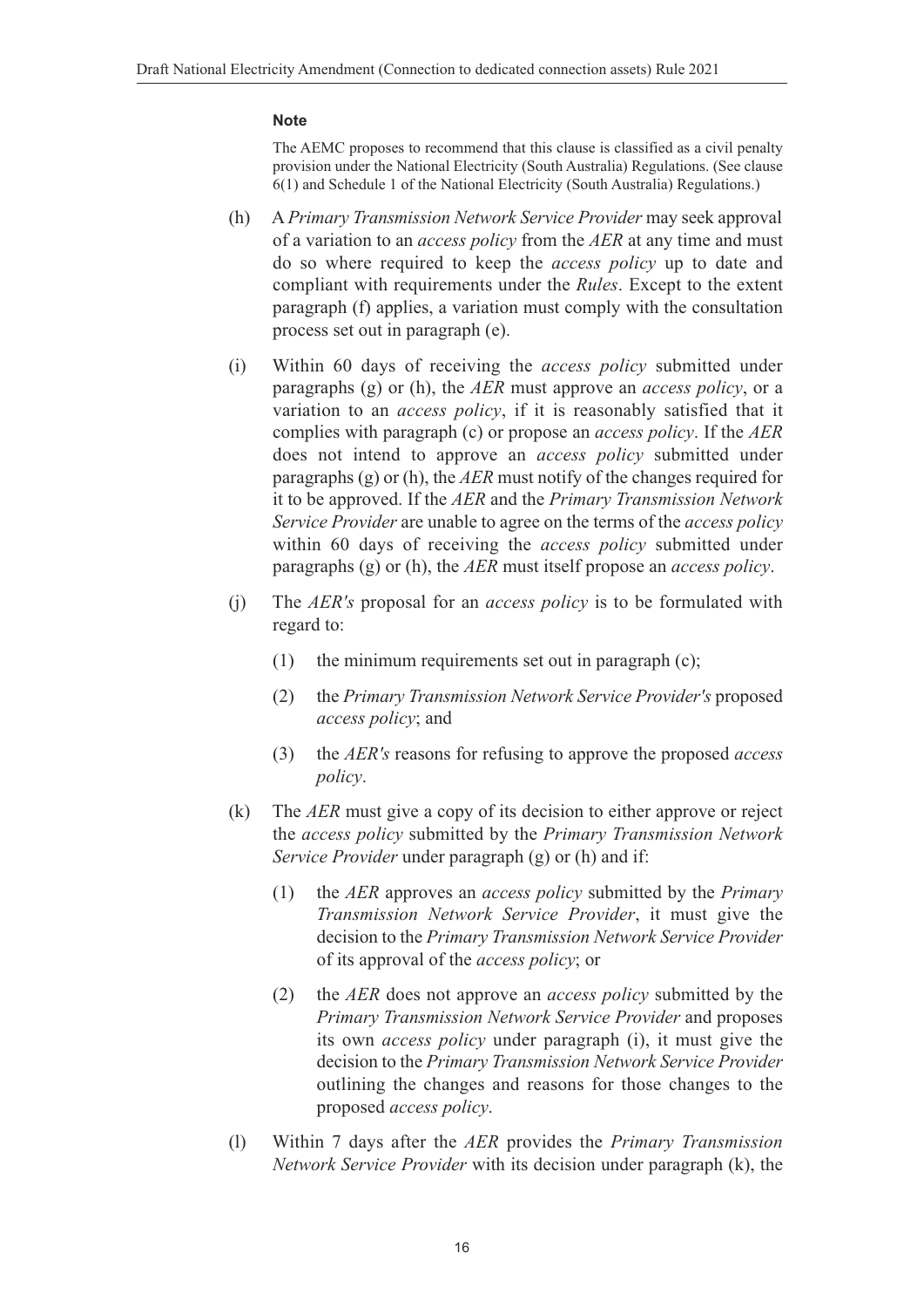**Note**

The AEMC proposes to recommend that this clause is classified as a civil penalty provision under the National Electricity (South Australia) Regulations. (See clause 6(1) and Schedule 1 of the National Electricity (South Australia) Regulations.)

(h) A *Primary Transmission Network Service Provider* may seek approval of a variation to an *access policy* from the *AER* at any time and must do so where required to keep the *access policy* up to date and compliant with requirements under the *Rules*. Except to the extent paragraph (f) applies, a variation must comply with the consultation process set out in paragraph (e).

(i) Within 60 days of receiving the *access policy* submitted under paragraphs (g) or (h), the *AER* must approve an *access policy*, or a variation to an *access policy*, if it is reasonably satisfied that it complies with paragraph (c) or propose an *access policy*. If the *AER* does not intend to approve an *access policy* submitted under paragraphs (g) or (h), the *AER* must notify of the changes required for it to be approved. If the *AER* and the *Primary Transmission Network Service Provider* are unable to agree on the terms of the *access policy* within 60 days of receiving the *access policy* submitted under paragraphs (g) or (h), the *AER* must itself propose an *access policy*.

(j) The *AER's* proposal for an *access policy* is to be formulated with regard to:

(1) the minimum requirements set out in paragraph (c);

(2) the *Primary Transmission Network Service Provider's* proposed *access policy*; and

(3) the *AER's* reasons for refusing to approve the proposed *access policy*.

(k) The *AER* must give a copy of its decision to either approve or reject the *access policy* submitted by the *Primary Transmission Network Service Provider* under paragraph (g) or (h) and if:

(1) the *AER* approves an *access policy* submitted by the *Primary Transmission Network Service Provider*, it must give the decision to the *Primary Transmission Network Service Provider* of its approval of the *access policy*; or

(2) the *AER* does not approve an *access policy* submitted by the *Primary Transmission Network Service Provider* and proposes its own *access policy* under paragraph (i), it must give the decision to the *Primary Transmission Network Service Provider* outlining the changes and reasons for those changes to the proposed *access policy*.

(l) Within 7 days after the *AER* provides the *Primary Transmission Network Service Provider* with its decision under paragraph (k), the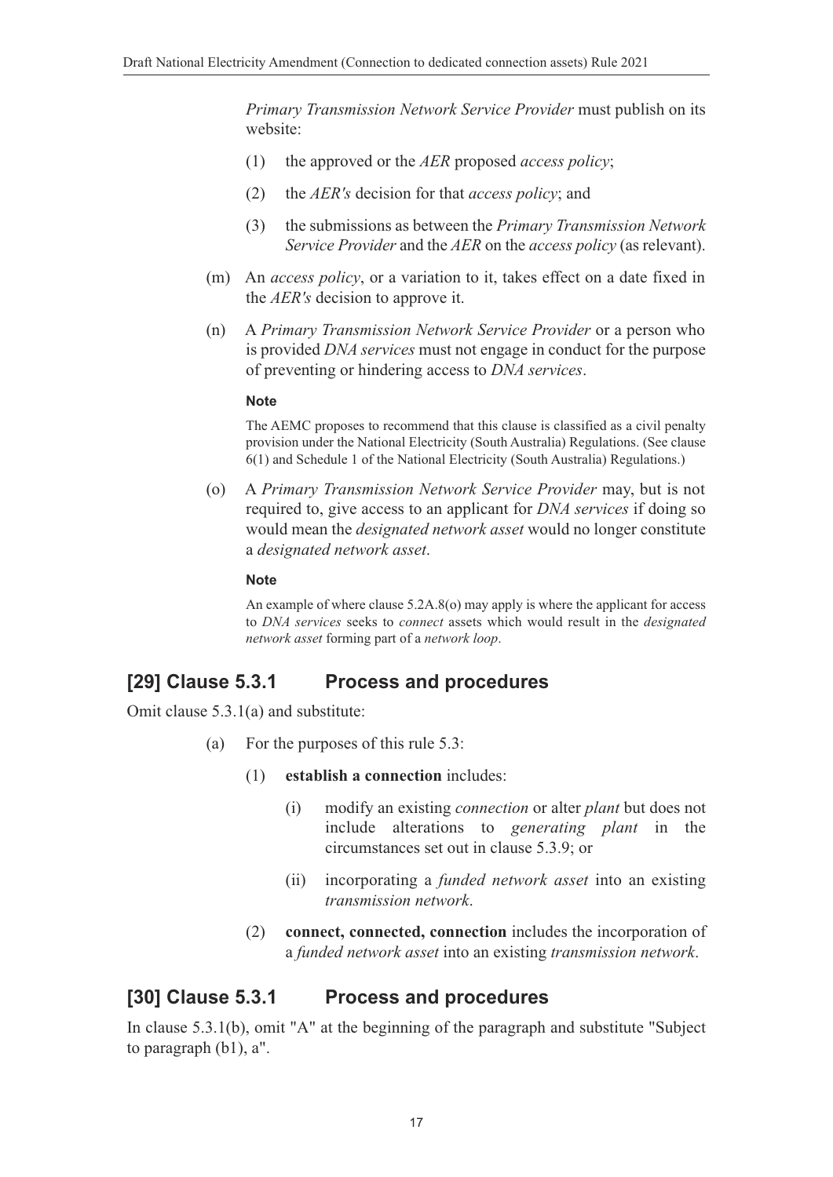*Primary Transmission Network Service Provider* must publish on its website:

(1) the approved or the *AER* proposed *access policy*;

(2) the *AER's* decision for that *access policy*; and

(3) the submissions as between the *Primary Transmission Network Service Provider* and the *AER* on the *access policy* (as relevant).

(m) An *access policy*, or a variation to it, takes effect on a date fixed in the *AER's* decision to approve it.

(n) A *Primary Transmission Network Service Provider* or a person who is provided *DNA services* must not engage in conduct for the purpose of preventing or hindering access to *DNA services*.

**Note**

The AEMC proposes to recommend that this clause is classified as a civil penalty provision under the National Electricity (South Australia) Regulations. (See clause 6(1) and Schedule 1 of the National Electricity (South Australia) Regulations.)

(o) A *Primary Transmission Network Service Provider* may, but is not required to, give access to an applicant for *DNA services* if doing so would mean the *designated network asset* would no longer constitute a *designated network asset*.

**Note**

An example of where clause 5.2A.8(o) may apply is where the applicant for access to *DNA services* seeks to *connect* assets which would result in the *designated network asset* forming part of a *network loop*.

## [29] Clause 5.3.1 Process and procedures

Omit clause 5.3.1(a) and substitute:

(a) For the purposes of this rule 5.3:

(1) **establish a connection** includes:

(i) modify an existing *connection* or alter *plant* but does not include alterations to *generating plant* in the circumstances set out in clause 5.3.9; or

(ii) incorporating a *funded network asset* into an existing *transmission network*.

(2) **connect, connected, connection** includes the incorporation of a *funded network asset* into an existing *transmission network*.

## [30] Clause 5.3.1 Process and procedures

In clause 5.3.1(b), omit "A" at the beginning of the paragraph and substitute "Subject to paragraph (b1), a".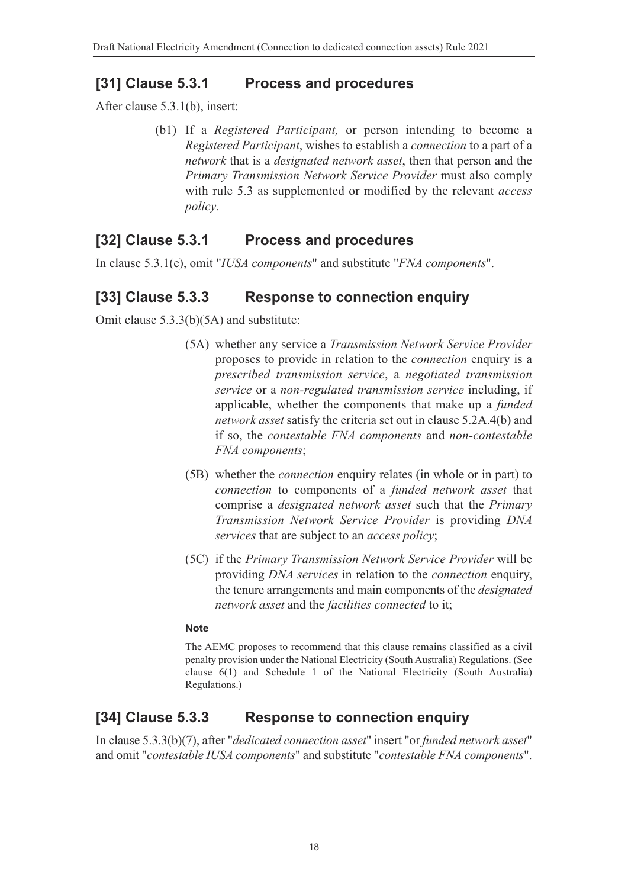## [31] Clause 5.3.1 Process and procedures

After clause 5.3.1(b), insert:

> (b1) If a *Registered Participant,* or person intending to become a *Registered Participant*, wishes to establish a *connection* to a part of a *network* that is a *designated network asset*, then that person and the *Primary Transmission Network Service Provider* must also comply with rule 5.3 as supplemented or modified by the relevant *access policy*.

## [32] Clause 5.3.1 Process and procedures

In clause 5.3.1(e), omit "*IUSA components*" and substitute "*FNA components*".

## [33] Clause 5.3.3 Response to connection enquiry

Omit clause 5.3.3(b)(5A) and substitute:

> (5A) whether any service a *Transmission Network Service Provider* proposes to provide in relation to the *connection* enquiry is a *prescribed transmission service*, a *negotiated transmission service* or a *non-regulated transmission service* including, if applicable, whether the components that make up a *funded network asset* satisfy the criteria set out in clause 5.2A.4(b) and if so, the *contestable FNA components* and *non-contestable FNA components*;
>
> (5B) whether the *connection* enquiry relates (in whole or in part) to *connection* to components of a *funded network asset* that comprise a *designated network asset* such that the *Primary Transmission Network Service Provider* is providing *DNA services* that are subject to an *access policy*;
>
> (5C) if the *Primary Transmission Network Service Provider* will be providing *DNA services* in relation to the *connection* enquiry, the tenure arrangements and main components of the *designated network asset* and the *facilities connected* to it;

**Note**

The AEMC proposes to recommend that this clause remains classified as a civil penalty provision under the National Electricity (South Australia) Regulations. (See clause 6(1) and Schedule 1 of the National Electricity (South Australia) Regulations.)

## [34] Clause 5.3.3 Response to connection enquiry

In clause 5.3.3(b)(7), after "*dedicated connection asset*" insert "or *funded network asset*" and omit "*contestable IUSA components*" and substitute "*contestable FNA components*".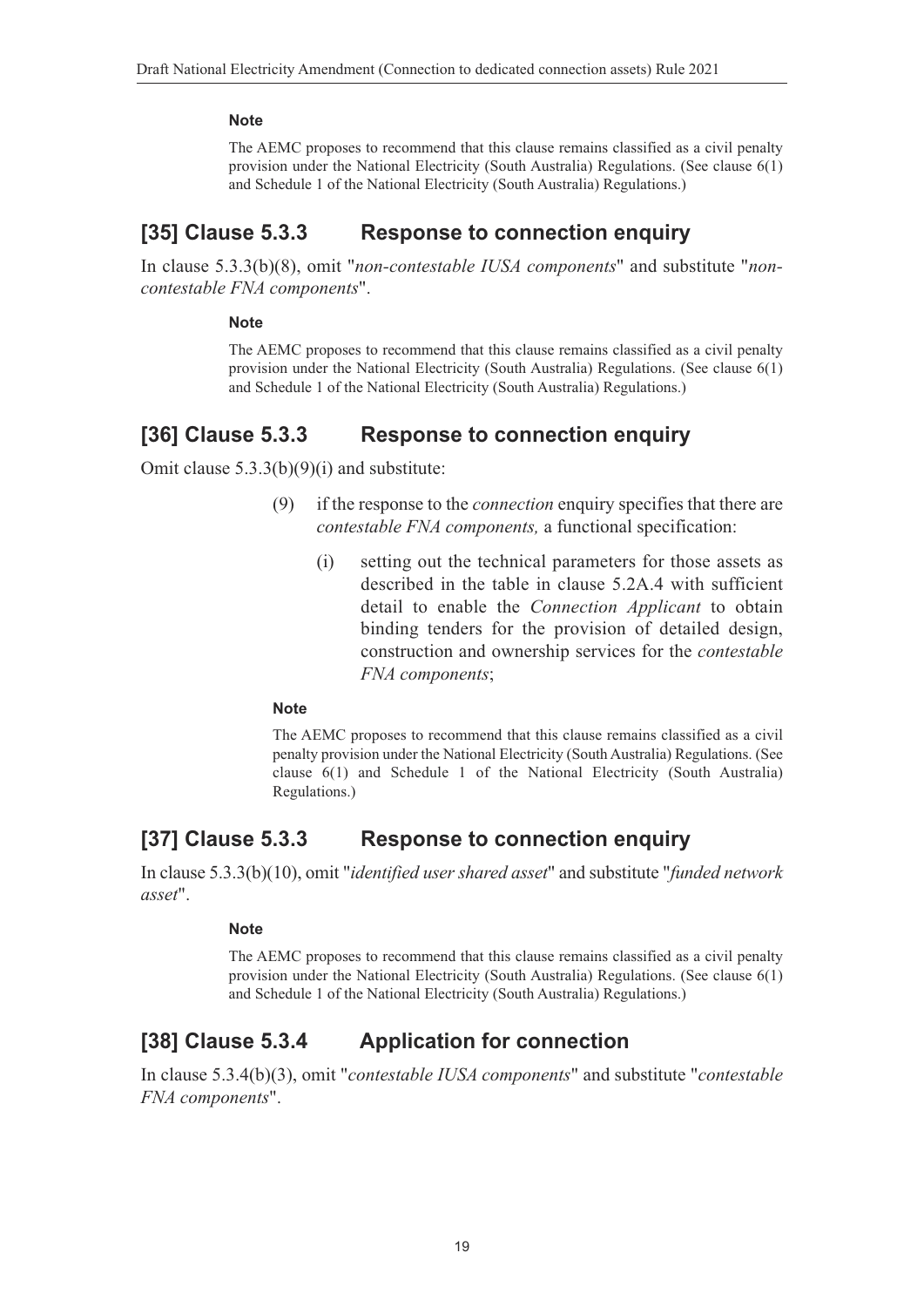**Note**

The AEMC proposes to recommend that this clause remains classified as a civil penalty provision under the National Electricity (South Australia) Regulations. (See clause 6(1) and Schedule 1 of the National Electricity (South Australia) Regulations.)

## [35] Clause 5.3.3 Response to connection enquiry

In clause 5.3.3(b)(8), omit "*non-contestable IUSA components*" and substitute "*non-contestable FNA components*".

**Note**

The AEMC proposes to recommend that this clause remains classified as a civil penalty provision under the National Electricity (South Australia) Regulations. (See clause 6(1) and Schedule 1 of the National Electricity (South Australia) Regulations.)

## [36] Clause 5.3.3 Response to connection enquiry

Omit clause 5.3.3(b)(9)(i) and substitute:

> (9) if the response to the *connection* enquiry specifies that there are *contestable FNA components,* a functional specification:
>
> > (i) setting out the technical parameters for those assets as described in the table in clause 5.2A.4 with sufficient detail to enable the *Connection Applicant* to obtain binding tenders for the provision of detailed design, construction and ownership services for the *contestable FNA components*;

**Note**

The AEMC proposes to recommend that this clause remains classified as a civil penalty provision under the National Electricity (South Australia) Regulations. (See clause 6(1) and Schedule 1 of the National Electricity (South Australia) Regulations.)

## [37] Clause 5.3.3 Response to connection enquiry

In clause 5.3.3(b)(10), omit "*identified user shared asset*" and substitute "*funded network asset*".

**Note**

The AEMC proposes to recommend that this clause remains classified as a civil penalty provision under the National Electricity (South Australia) Regulations. (See clause 6(1) and Schedule 1 of the National Electricity (South Australia) Regulations.)

## [38] Clause 5.3.4 Application for connection

In clause 5.3.4(b)(3), omit "*contestable IUSA components*" and substitute "*contestable FNA components*".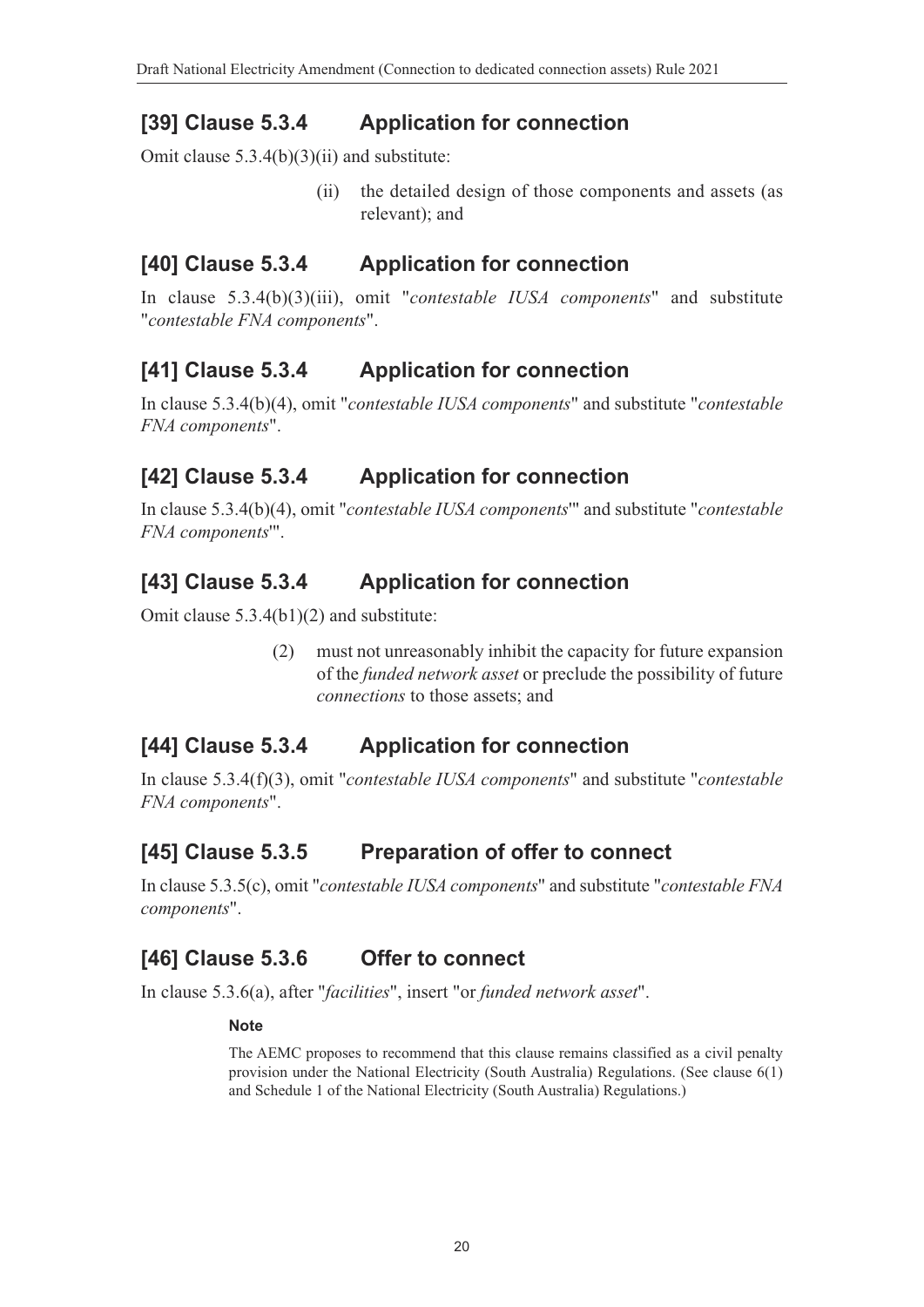## [39] Clause 5.3.4 Application for connection

Omit clause 5.3.4(b)(3)(ii) and substitute:

> (ii) the detailed design of those components and assets (as relevant); and

## [40] Clause 5.3.4 Application for connection

In clause 5.3.4(b)(3)(iii), omit "*contestable IUSA components*" and substitute "*contestable FNA components*".

## [41] Clause 5.3.4 Application for connection

In clause 5.3.4(b)(4), omit "*contestable IUSA components*" and substitute "*contestable FNA components*".

## [42] Clause 5.3.4 Application for connection

In clause 5.3.4(b)(4), omit "*contestable IUSA components*'" and substitute "*contestable FNA components*'".

## [43] Clause 5.3.4 Application for connection

Omit clause 5.3.4(b1)(2) and substitute:

> (2) must not unreasonably inhibit the capacity for future expansion of the *funded network asset* or preclude the possibility of future *connections* to those assets; and

## [44] Clause 5.3.4 Application for connection

In clause 5.3.4(f)(3), omit "*contestable IUSA components*" and substitute "*contestable FNA components*".

## [45] Clause 5.3.5 Preparation of offer to connect

In clause 5.3.5(c), omit "*contestable IUSA components*" and substitute "*contestable FNA components*".

## [46] Clause 5.3.6 Offer to connect

In clause 5.3.6(a), after "*facilities*", insert "or *funded network asset*".

> **Note**
>
> The AEMC proposes to recommend that this clause remains classified as a civil penalty provision under the National Electricity (South Australia) Regulations. (See clause 6(1) and Schedule 1 of the National Electricity (South Australia) Regulations.)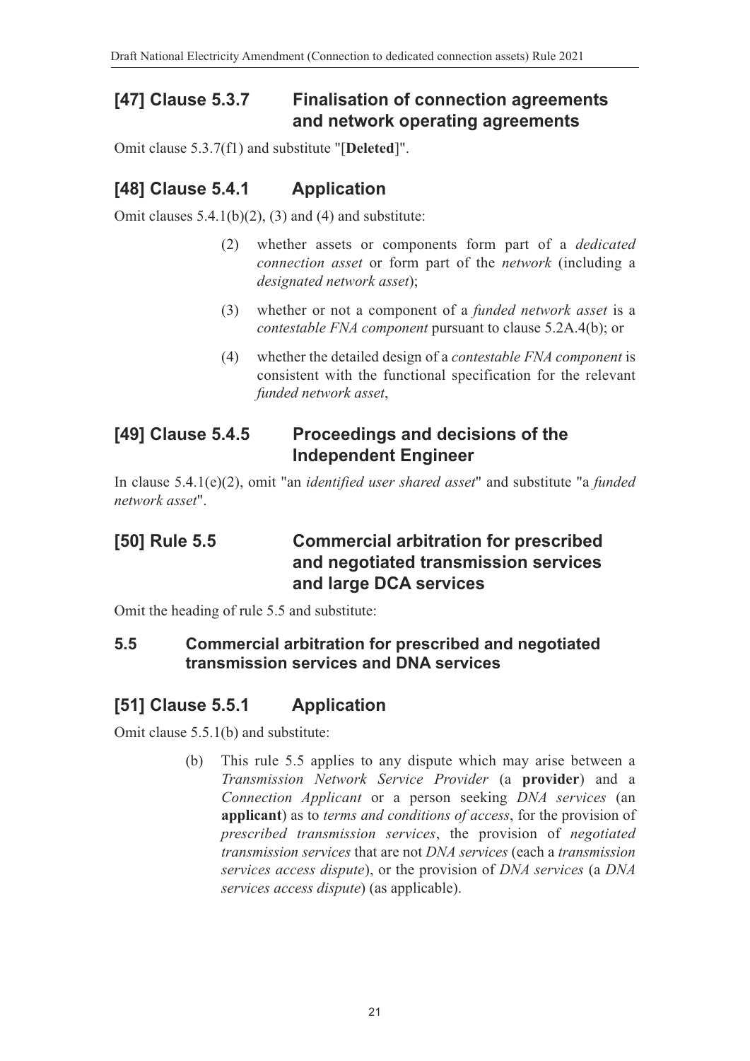## [47] Clause 5.3.7 Finalisation of connection agreements and network operating agreements

Omit clause 5.3.7(f1) and substitute "[**Deleted**]".

## [48] Clause 5.4.1 Application

Omit clauses 5.4.1(b)(2), (3) and (4) and substitute:

> (2) whether assets or components form part of a *dedicated connection asset* or form part of the *network* (including a *designated network asset*);
>
> (3) whether or not a component of a *funded network asset* is a *contestable FNA component* pursuant to clause 5.2A.4(b); or
>
> (4) whether the detailed design of a *contestable FNA component* is consistent with the functional specification for the relevant *funded network asset*,

## [49] Clause 5.4.5 Proceedings and decisions of the Independent Engineer

In clause 5.4.1(e)(2), omit "an *identified user shared asset*" and substitute "a *funded network asset*".

## [50] Rule 5.5 Commercial arbitration for prescribed and negotiated transmission services and large DCA services

Omit the heading of rule 5.5 and substitute:

### 5.5 Commercial arbitration for prescribed and negotiated transmission services and DNA services

## [51] Clause 5.5.1 Application

Omit clause 5.5.1(b) and substitute:

> (b) This rule 5.5 applies to any dispute which may arise between a *Transmission Network Service Provider* (a **provider**) and a *Connection Applicant* or a person seeking *DNA services* (an **applicant**) as to *terms and conditions of access*, for the provision of *prescribed transmission services*, the provision of *negotiated transmission services* that are not *DNA services* (each a *transmission services access dispute*), or the provision of *DNA services* (a *DNA services access dispute*) (as applicable).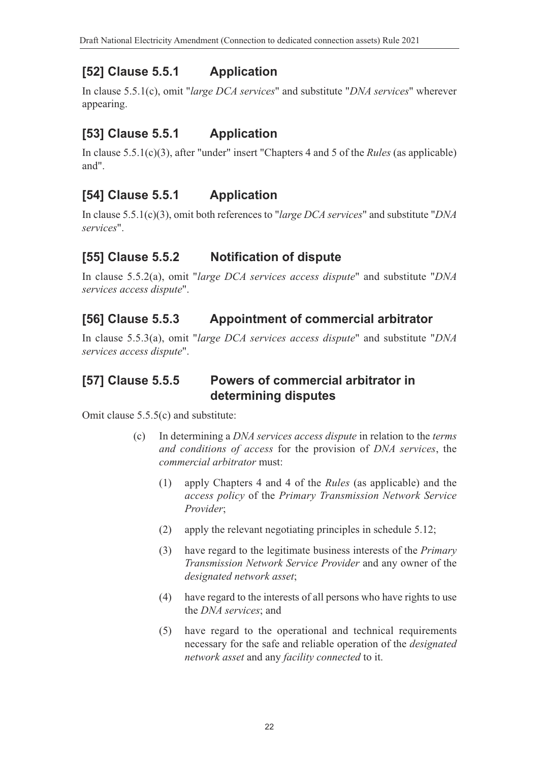## [52] Clause 5.5.1 Application

In clause 5.5.1(c), omit "*large DCA services*" and substitute "*DNA services*" wherever appearing.

## [53] Clause 5.5.1 Application

In clause 5.5.1(c)(3), after "under" insert "Chapters 4 and 5 of the *Rules* (as applicable) and".

## [54] Clause 5.5.1 Application

In clause 5.5.1(c)(3), omit both references to "*large DCA services*" and substitute "*DNA services*".

## [55] Clause 5.5.2 Notification of dispute

In clause 5.5.2(a), omit "*large DCA services access dispute*" and substitute "*DNA services access dispute*".

## [56] Clause 5.5.3 Appointment of commercial arbitrator

In clause 5.5.3(a), omit "*large DCA services access dispute*" and substitute "*DNA services access dispute*".

## [57] Clause 5.5.5 Powers of commercial arbitrator in determining disputes

Omit clause 5.5.5(c) and substitute:

(c) In determining a *DNA services access dispute* in relation to the *terms and conditions of access* for the provision of *DNA services*, the *commercial arbitrator* must:

(1) apply Chapters 4 and 4 of the *Rules* (as applicable) and the *access policy* of the *Primary Transmission Network Service Provider*;

(2) apply the relevant negotiating principles in schedule 5.12;

(3) have regard to the legitimate business interests of the *Primary Transmission Network Service Provider* and any owner of the *designated network asset*;

(4) have regard to the interests of all persons who have rights to use the *DNA services*; and

(5) have regard to the operational and technical requirements necessary for the safe and reliable operation of the *designated network asset* and any *facility connected* to it.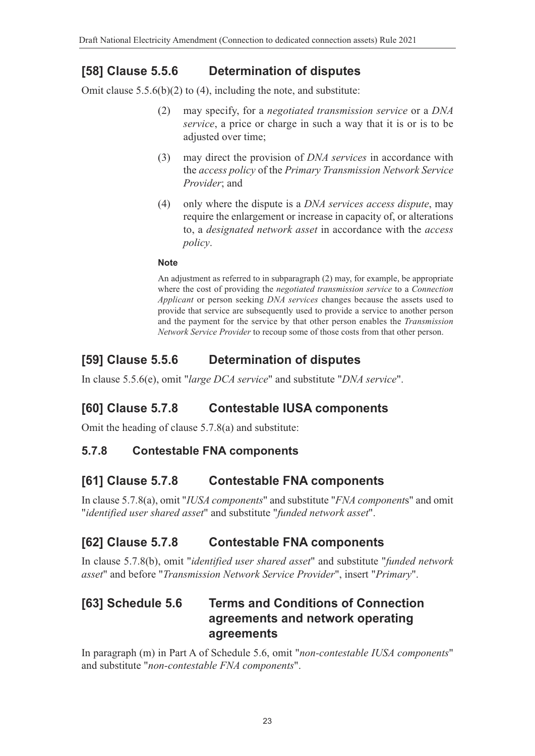## [58] Clause 5.5.6 Determination of disputes

Omit clause 5.5.6(b)(2) to (4), including the note, and substitute:

> (2) may specify, for a *negotiated transmission service* or a *DNA service*, a price or charge in such a way that it is or is to be adjusted over time;
>
> (3) may direct the provision of *DNA services* in accordance with the *access policy* of the *Primary Transmission Network Service Provider*; and
>
> (4) only where the dispute is a *DNA services access dispute*, may require the enlargement or increase in capacity of, or alterations to, a *designated network asset* in accordance with the *access policy*.
>
> **Note**
>
> An adjustment as referred to in subparagraph (2) may, for example, be appropriate where the cost of providing the *negotiated transmission service* to a *Connection Applicant* or person seeking *DNA services* changes because the assets used to provide that service are subsequently used to provide a service to another person and the payment for the service by that other person enables the *Transmission Network Service Provider* to recoup some of those costs from that other person.

## [59] Clause 5.5.6 Determination of disputes

In clause 5.5.6(e), omit "*large DCA service*" and substitute "*DNA service*".

## [60] Clause 5.7.8 Contestable IUSA components

Omit the heading of clause 5.7.8(a) and substitute:

### 5.7.8 Contestable FNA components

## [61] Clause 5.7.8 Contestable FNA components

In clause 5.7.8(a), omit "*IUSA components*" and substitute "*FNA component*s" and omit "*identified user shared asset*" and substitute "*funded network asset*".

## [62] Clause 5.7.8 Contestable FNA components

In clause 5.7.8(b), omit "*identified user shared asset*" and substitute "*funded network asset*" and before "*Transmission Network Service Provider*", insert "*Primary*".

## [63] Schedule 5.6 Terms and Conditions of Connection agreements and network operating agreements

In paragraph (m) in Part A of Schedule 5.6, omit "*non-contestable IUSA components*" and substitute "*non-contestable FNA components*".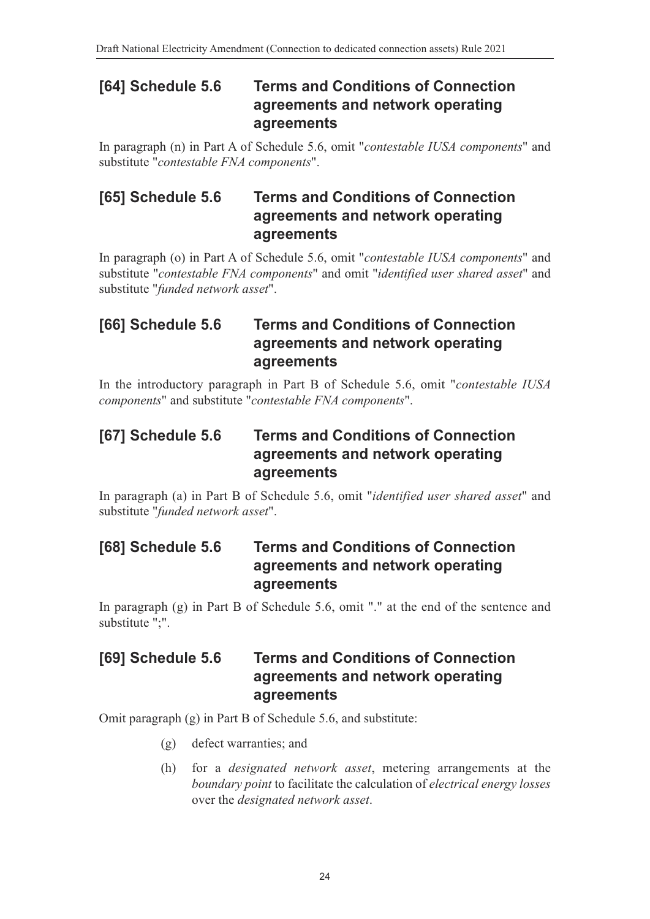## [64] Schedule 5.6 Terms and Conditions of Connection agreements and network operating agreements

In paragraph (n) in Part A of Schedule 5.6, omit "*contestable IUSA components*" and substitute "*contestable FNA components*".

## [65] Schedule 5.6 Terms and Conditions of Connection agreements and network operating agreements

In paragraph (o) in Part A of Schedule 5.6, omit "*contestable IUSA components*" and substitute "*contestable FNA components*" and omit "*identified user shared asset*" and substitute "*funded network asset*".

## [66] Schedule 5.6 Terms and Conditions of Connection agreements and network operating agreements

In the introductory paragraph in Part B of Schedule 5.6, omit "*contestable IUSA components*" and substitute "*contestable FNA components*".

## [67] Schedule 5.6 Terms and Conditions of Connection agreements and network operating agreements

In paragraph (a) in Part B of Schedule 5.6, omit "*identified user shared asset*" and substitute "*funded network asset*".

## [68] Schedule 5.6 Terms and Conditions of Connection agreements and network operating agreements

In paragraph (g) in Part B of Schedule 5.6, omit "." at the end of the sentence and substitute ";".

## [69] Schedule 5.6 Terms and Conditions of Connection agreements and network operating agreements

Omit paragraph (g) in Part B of Schedule 5.6, and substitute:

(g) defect warranties; and

(h) for a *designated network asset*, metering arrangements at the *boundary point* to facilitate the calculation of *electrical energy losses* over the *designated network asset*.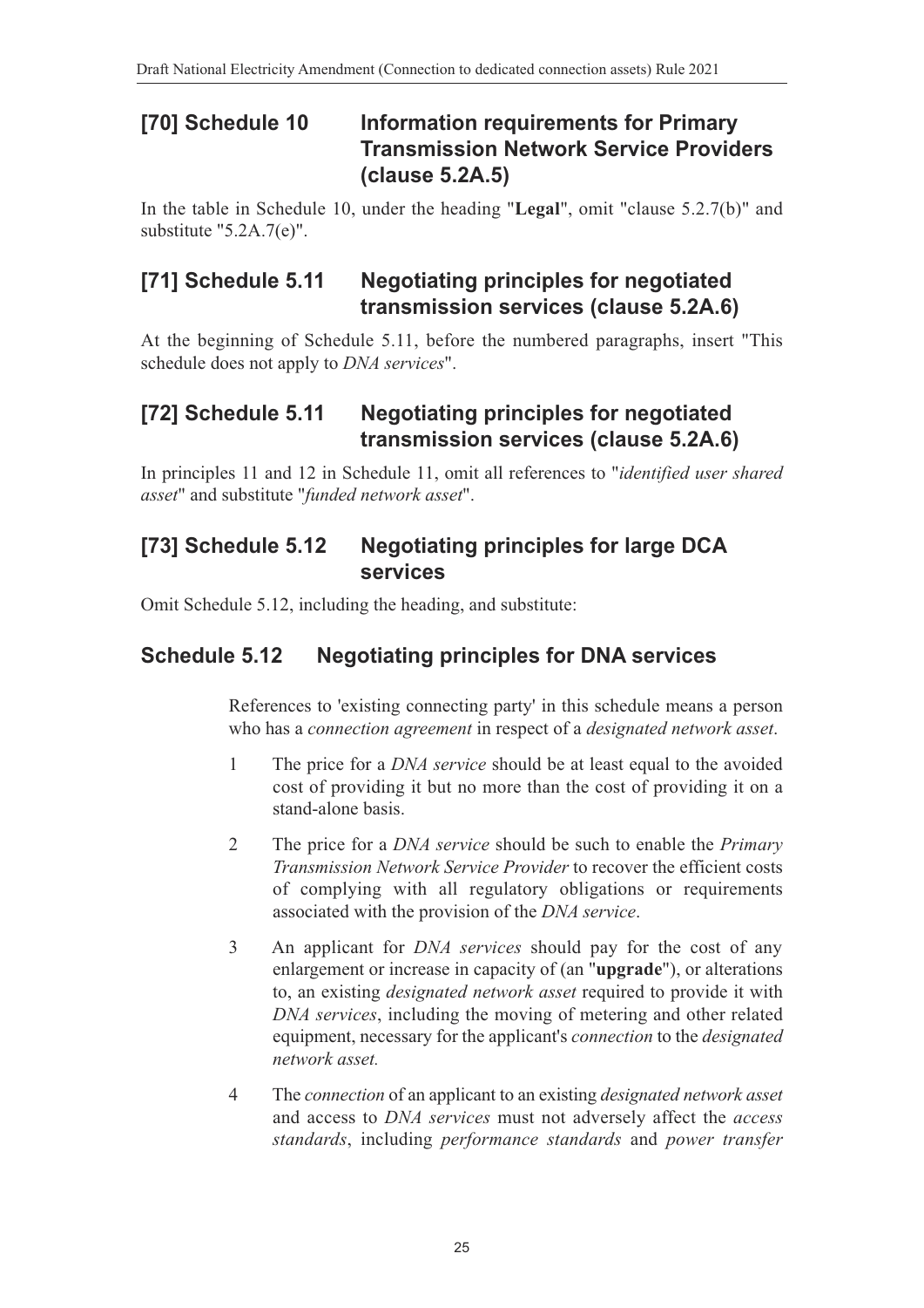## [70] Schedule 10 Information requirements for Primary Transmission Network Service Providers (clause 5.2A.5)

In the table in Schedule 10, under the heading "**Legal**", omit "clause 5.2.7(b)" and substitute "5.2A.7(e)".

## [71] Schedule 5.11 Negotiating principles for negotiated transmission services (clause 5.2A.6)

At the beginning of Schedule 5.11, before the numbered paragraphs, insert "This schedule does not apply to *DNA services*".

## [72] Schedule 5.11 Negotiating principles for negotiated transmission services (clause 5.2A.6)

In principles 11 and 12 in Schedule 11, omit all references to "*identified user shared asset*" and substitute "*funded network asset*".

## [73] Schedule 5.12 Negotiating principles for large DCA services

Omit Schedule 5.12, including the heading, and substitute:

## Schedule 5.12 Negotiating principles for DNA services

References to 'existing connecting party' in this schedule means a person who has a *connection agreement* in respect of a *designated network asset*.

1 The price for a *DNA service* should be at least equal to the avoided cost of providing it but no more than the cost of providing it on a stand-alone basis.

2 The price for a *DNA service* should be such to enable the *Primary Transmission Network Service Provider* to recover the efficient costs of complying with all regulatory obligations or requirements associated with the provision of the *DNA service*.

3 An applicant for *DNA services* should pay for the cost of any enlargement or increase in capacity of (an "**upgrade**"), or alterations to, an existing *designated network asset* required to provide it with *DNA services*, including the moving of metering and other related equipment, necessary for the applicant's *connection* to the *designated network asset.*

4 The *connection* of an applicant to an existing *designated network asset* and access to *DNA services* must not adversely affect the *access standards*, including *performance standards* and *power transfer*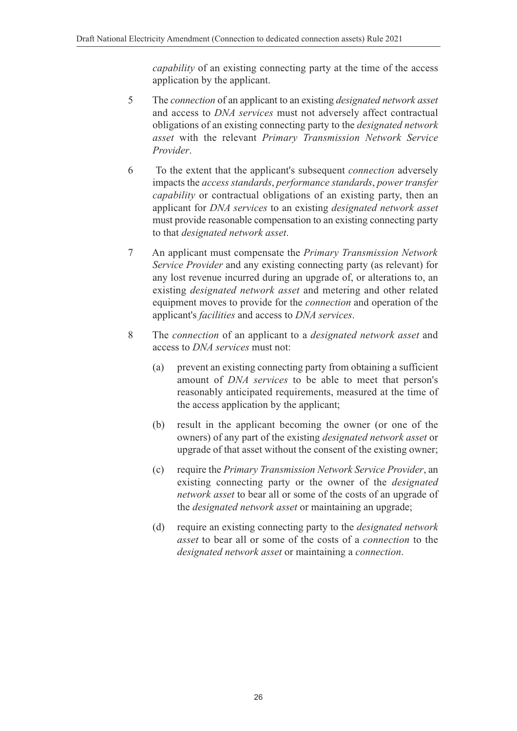*capability* of an existing connecting party at the time of the access application by the applicant.

5 The *connection* of an applicant to an existing *designated network asset* and access to *DNA services* must not adversely affect contractual obligations of an existing connecting party to the *designated network asset* with the relevant *Primary Transmission Network Service Provider*.

6 To the extent that the applicant's subsequent *connection* adversely impacts the *access standards*, *performance standards*, *power transfer capability* or contractual obligations of an existing party, then an applicant for *DNA services* to an existing *designated network asset* must provide reasonable compensation to an existing connecting party to that *designated network asset*.

7 An applicant must compensate the *Primary Transmission Network Service Provider* and any existing connecting party (as relevant) for any lost revenue incurred during an upgrade of, or alterations to, an existing *designated network asset* and metering and other related equipment moves to provide for the *connection* and operation of the applicant's *facilities* and access to *DNA services*.

8 The *connection* of an applicant to a *designated network asset* and access to *DNA services* must not:

(a) prevent an existing connecting party from obtaining a sufficient amount of *DNA services* to be able to meet that person's reasonably anticipated requirements, measured at the time of the access application by the applicant;

(b) result in the applicant becoming the owner (or one of the owners) of any part of the existing *designated network asset* or upgrade of that asset without the consent of the existing owner;

(c) require the *Primary Transmission Network Service Provider*, an existing connecting party or the owner of the *designated network asset* to bear all or some of the costs of an upgrade of the *designated network asset* or maintaining an upgrade;

(d) require an existing connecting party to the *designated network asset* to bear all or some of the costs of a *connection* to the *designated network asset* or maintaining a *connection*.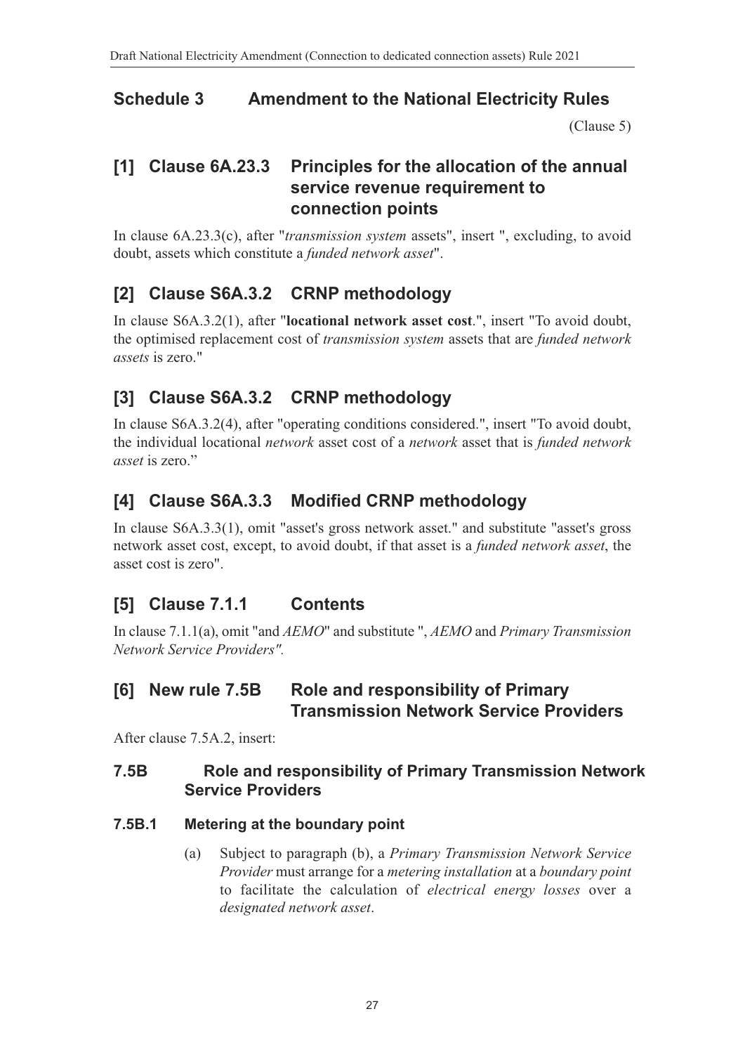## Schedule 3 Amendment to the National Electricity Rules

(Clause 5)

### [1] Clause 6A.23.3 Principles for the allocation of the annual service revenue requirement to connection points

In clause 6A.23.3(c), after "*transmission system* assets", insert ", excluding, to avoid doubt, assets which constitute a *funded network asset*".

### [2] Clause S6A.3.2 CRNP methodology

In clause S6A.3.2(1), after "**locational network asset cost**.", insert "To avoid doubt, the optimised replacement cost of *transmission system* assets that are *funded network assets* is zero."

### [3] Clause S6A.3.2 CRNP methodology

In clause S6A.3.2(4), after "operating conditions considered.", insert "To avoid doubt, the individual locational *network* asset cost of a *network* asset that is *funded network asset* is zero."

### [4] Clause S6A.3.3 Modified CRNP methodology

In clause S6A.3.3(1), omit "asset's gross network asset." and substitute "asset's gross network asset cost, except, to avoid doubt, if that asset is a *funded network asset*, the asset cost is zero".

### [5] Clause 7.1.1 Contents

In clause 7.1.1(a), omit "and *AEMO*" and substitute ", *AEMO* and *Primary Transmission Network Service Providers".*

### [6] New rule 7.5B Role and responsibility of Primary Transmission Network Service Providers

After clause 7.5A.2, insert:

#### 7.5B Role and responsibility of Primary Transmission Network Service Providers

##### 7.5B.1 Metering at the boundary point

(a) Subject to paragraph (b), a *Primary Transmission Network Service Provider* must arrange for a *metering installation* at a *boundary point* to facilitate the calculation of *electrical energy losses* over a *designated network asset*.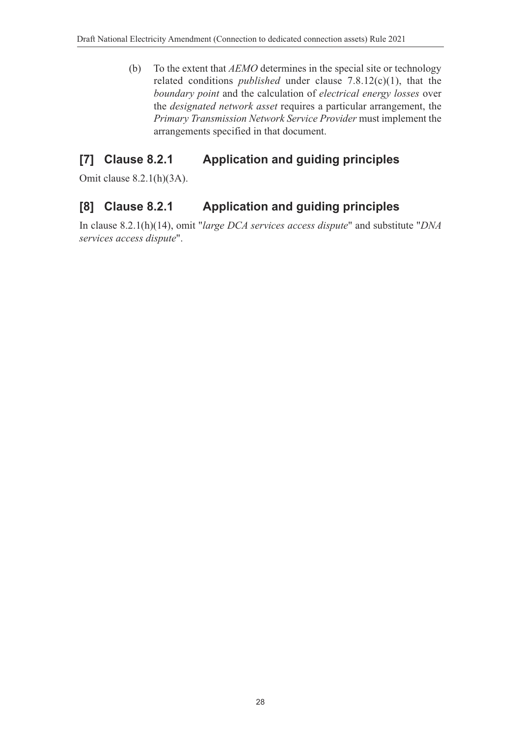(b) To the extent that *AEMO* determines in the special site or technology related conditions *published* under clause 7.8.12(c)(1), that the *boundary point* and the calculation of *electrical energy losses* over the *designated network asset* requires a particular arrangement, the *Primary Transmission Network Service Provider* must implement the arrangements specified in that document.

## [7] Clause 8.2.1 Application and guiding principles

Omit clause 8.2.1(h)(3A).

## [8] Clause 8.2.1 Application and guiding principles

In clause 8.2.1(h)(14), omit "*large DCA services access dispute*" and substitute "*DNA services access dispute*".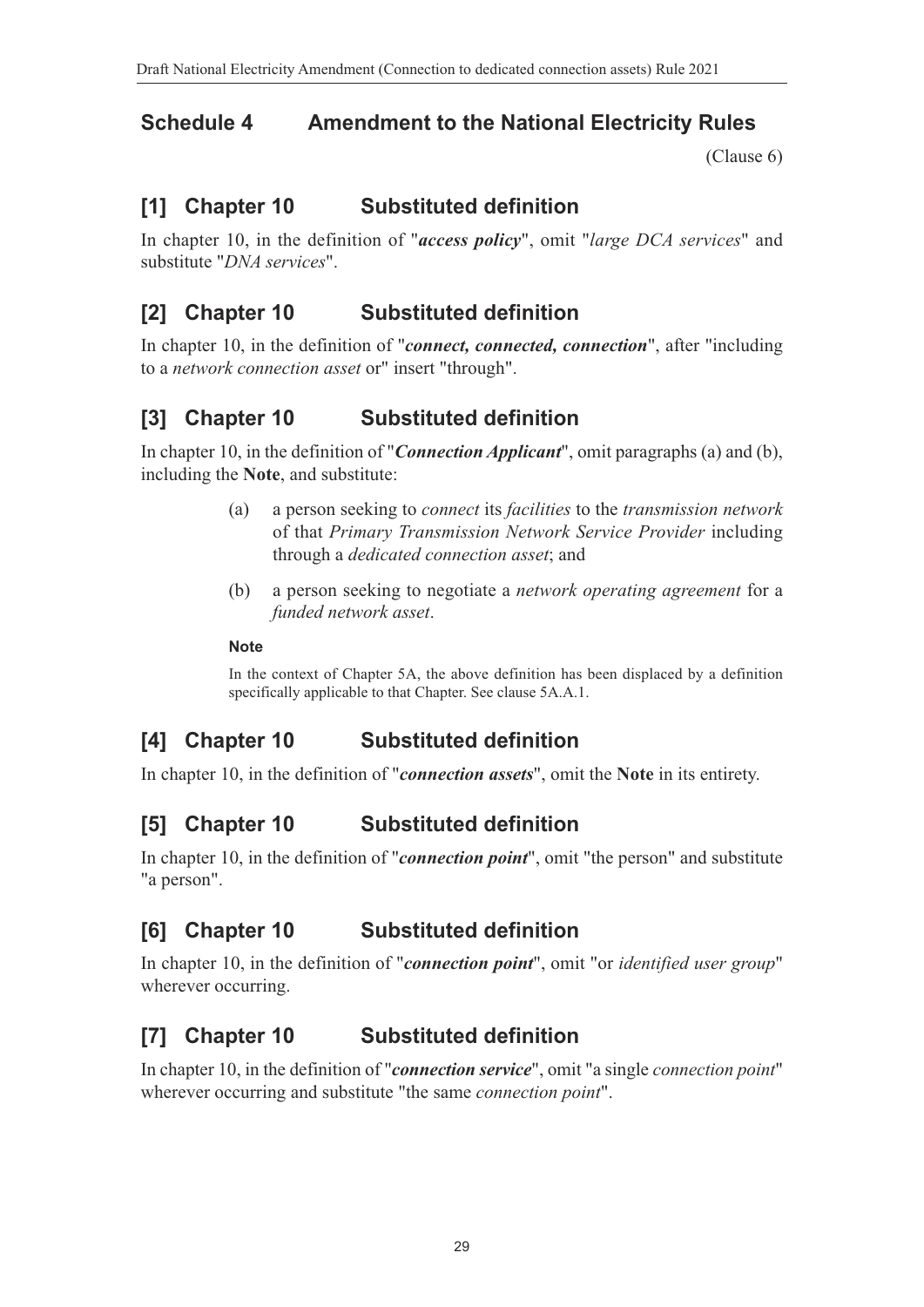## Schedule 4 Amendment to the National Electricity Rules

(Clause 6)

## [1] Chapter 10 Substituted definition

In chapter 10, in the definition of "***access policy***", omit "*large DCA services*" and substitute "*DNA services*".

## [2] Chapter 10 Substituted definition

In chapter 10, in the definition of "***connect, connected, connection***", after "including to a *network connection asset* or" insert "through".

## [3] Chapter 10 Substituted definition

In chapter 10, in the definition of "***Connection Applicant***", omit paragraphs (a) and (b), including the **Note**, and substitute:

> (a) a person seeking to *connect* its *facilities* to the *transmission network* of that *Primary Transmission Network Service Provider* including through a *dedicated connection asset*; and
>
> (b) a person seeking to negotiate a *network operating agreement* for a *funded network asset*.
>
> **Note**
>
> In the context of Chapter 5A, the above definition has been displaced by a definition specifically applicable to that Chapter. See clause 5A.A.1.

## [4] Chapter 10 Substituted definition

In chapter 10, in the definition of "***connection assets***", omit the **Note** in its entirety.

## [5] Chapter 10 Substituted definition

In chapter 10, in the definition of "***connection point***", omit "the person" and substitute "a person".

## [6] Chapter 10 Substituted definition

In chapter 10, in the definition of "***connection point***", omit "or *identified user group*" wherever occurring.

## [7] Chapter 10 Substituted definition

In chapter 10, in the definition of "***connection service***", omit "a single *connection point*" wherever occurring and substitute "the same *connection point*".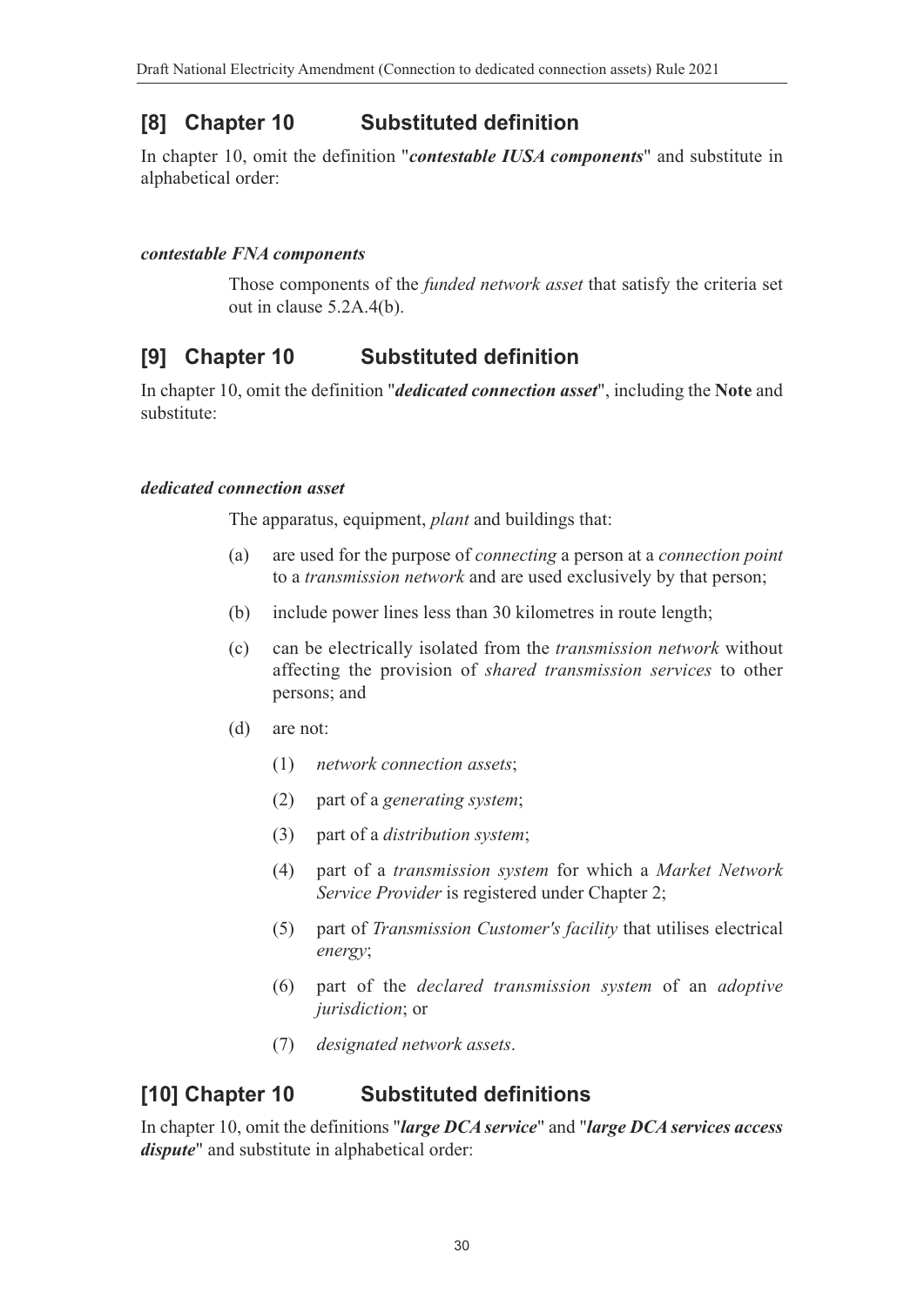## [8] Chapter 10 Substituted definition

In chapter 10, omit the definition "***contestable IUSA components***" and substitute in alphabetical order:

***contestable FNA components***

Those components of the *funded network asset* that satisfy the criteria set out in clause 5.2A.4(b).

## [9] Chapter 10 Substituted definition

In chapter 10, omit the definition "***dedicated connection asset***", including the **Note** and substitute:

***dedicated connection asset***

The apparatus, equipment, *plant* and buildings that:

(a) are used for the purpose of *connecting* a person at a *connection point* to a *transmission network* and are used exclusively by that person;

(b) include power lines less than 30 kilometres in route length;

(c) can be electrically isolated from the *transmission network* without affecting the provision of *shared transmission services* to other persons; and

(d) are not:

(1) *network connection assets*;

(2) part of a *generating system*;

(3) part of a *distribution system*;

(4) part of a *transmission system* for which a *Market Network Service Provider* is registered under Chapter 2;

(5) part of *Transmission Customer's facility* that utilises electrical *energy*;

(6) part of the *declared transmission system* of an *adoptive jurisdiction*; or

(7) *designated network assets*.

## [10] Chapter 10 Substituted definitions

In chapter 10, omit the definitions "***large DCA service***" and "***large DCA services access dispute***" and substitute in alphabetical order: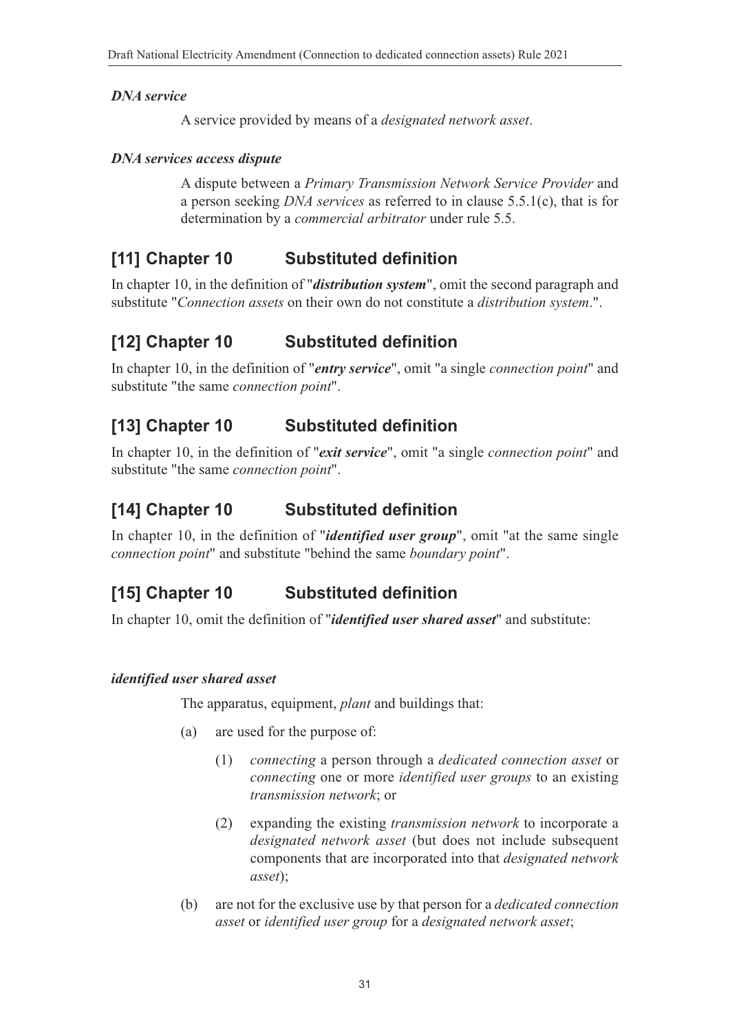***DNA service***

A service provided by means of a *designated network asset*.

***DNA services access dispute***

A dispute between a *Primary Transmission Network Service Provider* and a person seeking *DNA services* as referred to in clause 5.5.1(c), that is for determination by a *commercial arbitrator* under rule 5.5.

## [11] Chapter 10 Substituted definition

In chapter 10, in the definition of "***distribution system***", omit the second paragraph and substitute "*Connection assets* on their own do not constitute a *distribution system*.".

## [12] Chapter 10 Substituted definition

In chapter 10, in the definition of "***entry service***", omit "a single *connection point*" and substitute "the same *connection point*".

## [13] Chapter 10 Substituted definition

In chapter 10, in the definition of "***exit service***", omit "a single *connection point*" and substitute "the same *connection point*".

## [14] Chapter 10 Substituted definition

In chapter 10, in the definition of "***identified user group***", omit "at the same single *connection point*" and substitute "behind the same *boundary point*".

## [15] Chapter 10 Substituted definition

In chapter 10, omit the definition of "***identified user shared asset***" and substitute:

***identified user shared asset***

The apparatus, equipment, *plant* and buildings that:

(a) are used for the purpose of:

   (1) *connecting* a person through a *dedicated connection asset* or *connecting* one or more *identified user groups* to an existing *transmission network*; or

   (2) expanding the existing *transmission network* to incorporate a *designated network asset* (but does not include subsequent components that are incorporated into that *designated network asset*);

(b) are not for the exclusive use by that person for a *dedicated connection asset* or *identified user group* for a *designated network asset*;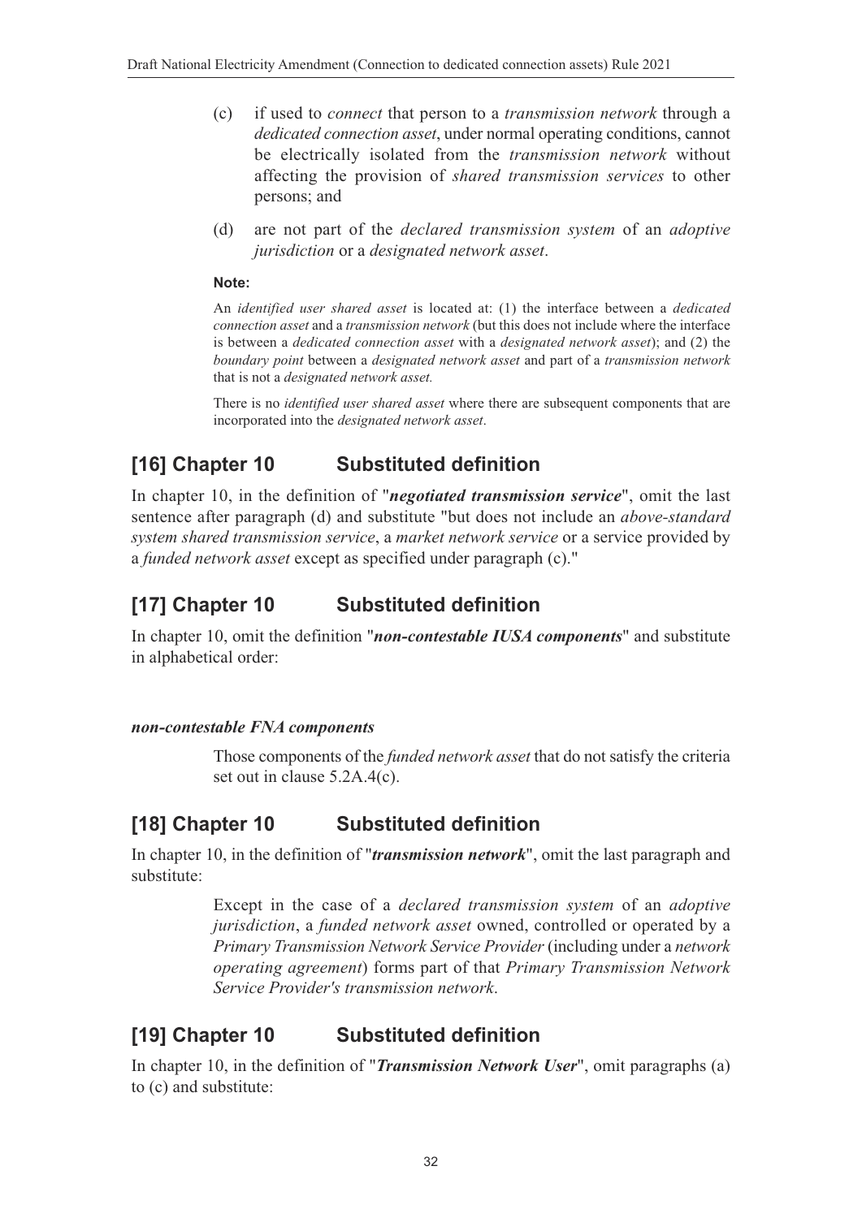(c) if used to *connect* that person to a *transmission network* through a *dedicated connection asset*, under normal operating conditions, cannot be electrically isolated from the *transmission network* without affecting the provision of *shared transmission services* to other persons; and

(d) are not part of the *declared transmission system* of an *adoptive jurisdiction* or a *designated network asset*.

**Note:**

An *identified user shared asset* is located at: (1) the interface between a *dedicated connection asset* and a *transmission network* (but this does not include where the interface is between a *dedicated connection asset* with a *designated network asset*); and (2) the *boundary point* between a *designated network asset* and part of a *transmission network* that is not a *designated network asset.*

There is no *identified user shared asset* where there are subsequent components that are incorporated into the *designated network asset*.

## [16] Chapter 10 Substituted definition

In chapter 10, in the definition of "***negotiated transmission service***", omit the last sentence after paragraph (d) and substitute "but does not include an *above-standard system shared transmission service*, a *market network service* or a service provided by a *funded network asset* except as specified under paragraph (c)."

## [17] Chapter 10 Substituted definition

In chapter 10, omit the definition "***non-contestable IUSA components***" and substitute in alphabetical order:

***non-contestable FNA components***

Those components of the *funded network asset* that do not satisfy the criteria set out in clause 5.2A.4(c).

## [18] Chapter 10 Substituted definition

In chapter 10, in the definition of "***transmission network***", omit the last paragraph and substitute:

Except in the case of a *declared transmission system* of an *adoptive jurisdiction*, a *funded network asset* owned, controlled or operated by a *Primary Transmission Network Service Provider* (including under a *network operating agreement*) forms part of that *Primary Transmission Network Service Provider's transmission network*.

## [19] Chapter 10 Substituted definition

In chapter 10, in the definition of "***Transmission Network User***", omit paragraphs (a) to (c) and substitute: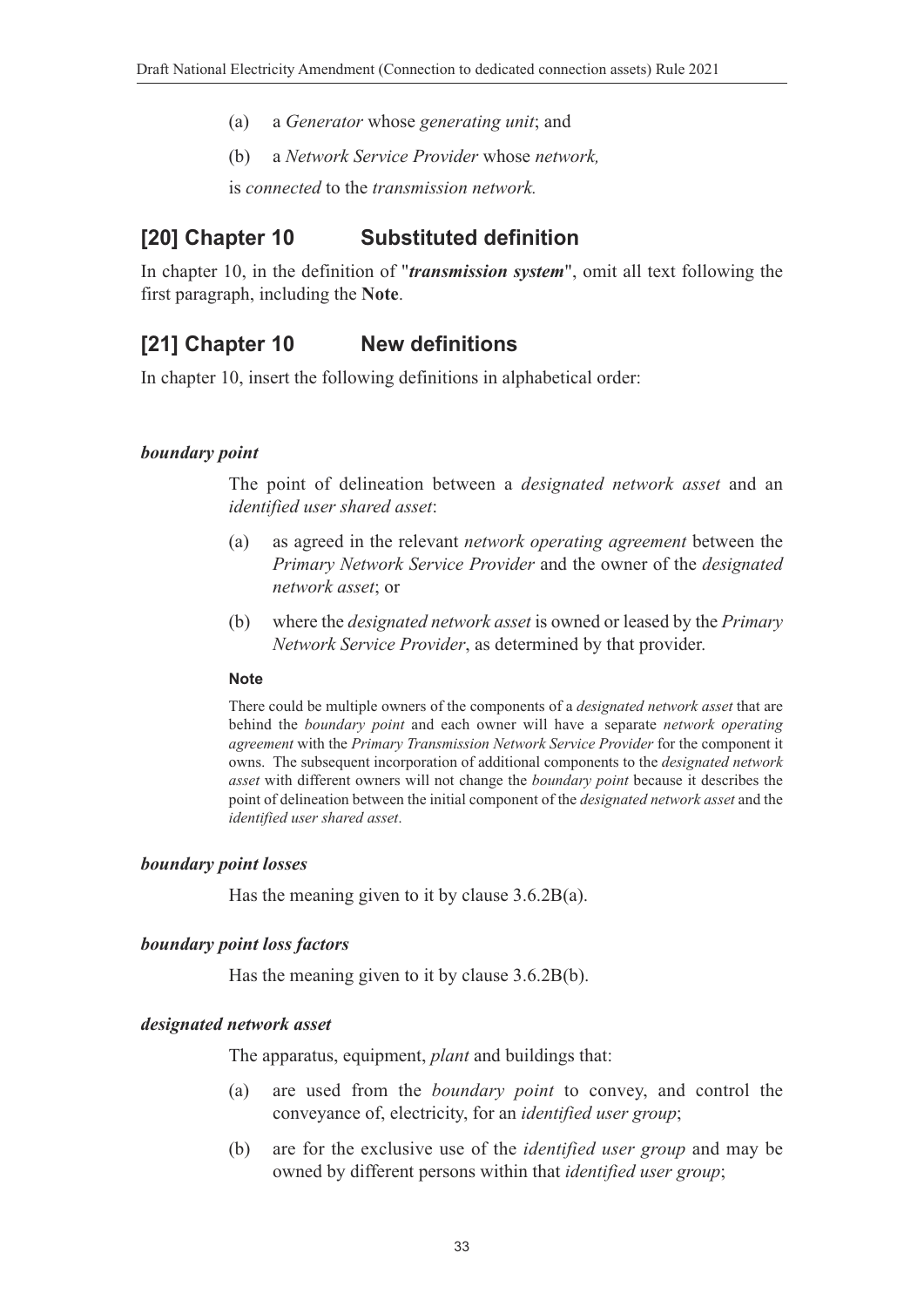(a) a *Generator* whose *generating unit*; and

(b) a *Network Service Provider* whose *network,*

is *connected* to the *transmission network.*

## [20] Chapter 10 Substituted definition

In chapter 10, in the definition of "***transmission system***", omit all text following the first paragraph, including the **Note**.

## [21] Chapter 10 New definitions

In chapter 10, insert the following definitions in alphabetical order:

***boundary point***

The point of delineation between a *designated network asset* and an *identified user shared asset*:

(a) as agreed in the relevant *network operating agreement* between the *Primary Network Service Provider* and the owner of the *designated network asset*; or

(b) where the *designated network asset* is owned or leased by the *Primary Network Service Provider*, as determined by that provider.

**Note**

There could be multiple owners of the components of a *designated network asset* that are behind the *boundary point* and each owner will have a separate *network operating agreement* with the *Primary Transmission Network Service Provider* for the component it owns. The subsequent incorporation of additional components to the *designated network asset* with different owners will not change the *boundary point* because it describes the point of delineation between the initial component of the *designated network asset* and the *identified user shared asset*.

***boundary point losses***

Has the meaning given to it by clause 3.6.2B(a).

***boundary point loss factors***

Has the meaning given to it by clause 3.6.2B(b).

***designated network asset***

The apparatus, equipment, *plant* and buildings that:

(a) are used from the *boundary point* to convey, and control the conveyance of, electricity, for an *identified user group*;

(b) are for the exclusive use of the *identified user group* and may be owned by different persons within that *identified user group*;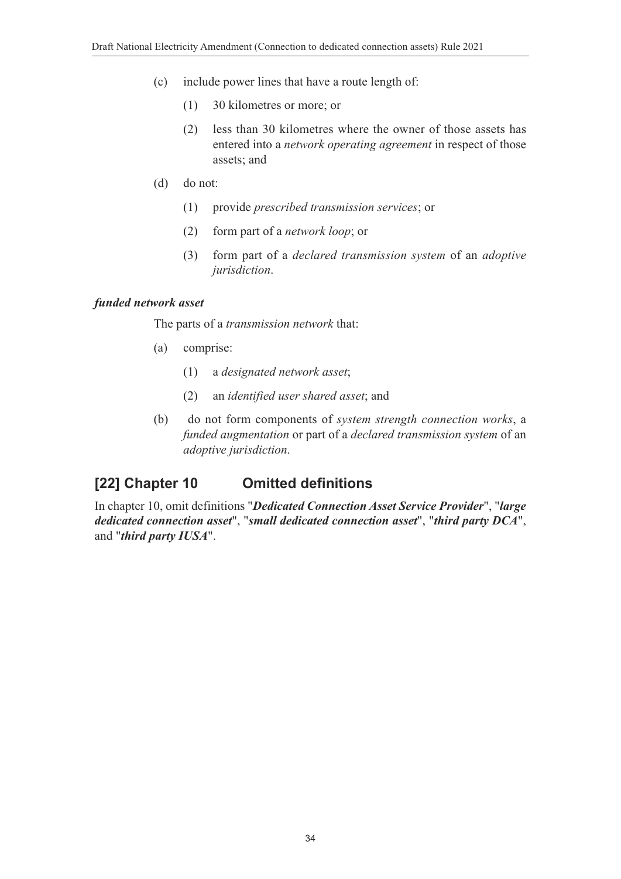(c) include power lines that have a route length of:

(1) 30 kilometres or more; or

(2) less than 30 kilometres where the owner of those assets has entered into a *network operating agreement* in respect of those assets; and

(d) do not:

(1) provide *prescribed transmission services*; or

(2) form part of a *network loop*; or

(3) form part of a *declared transmission system* of an *adoptive jurisdiction*.

***funded network asset***

The parts of a *transmission network* that:

(a) comprise:

(1) a *designated network asset*;

(2) an *identified user shared asset*; and

(b) do not form components of *system strength connection works*, a *funded augmentation* or part of a *declared transmission system* of an *adoptive jurisdiction*.

## [22] Chapter 10 Omitted definitions

In chapter 10, omit definitions "***Dedicated Connection Asset Service Provider***", "***large dedicated connection asset***", "***small dedicated connection asset***", "***third party DCA***", and "***third party IUSA***".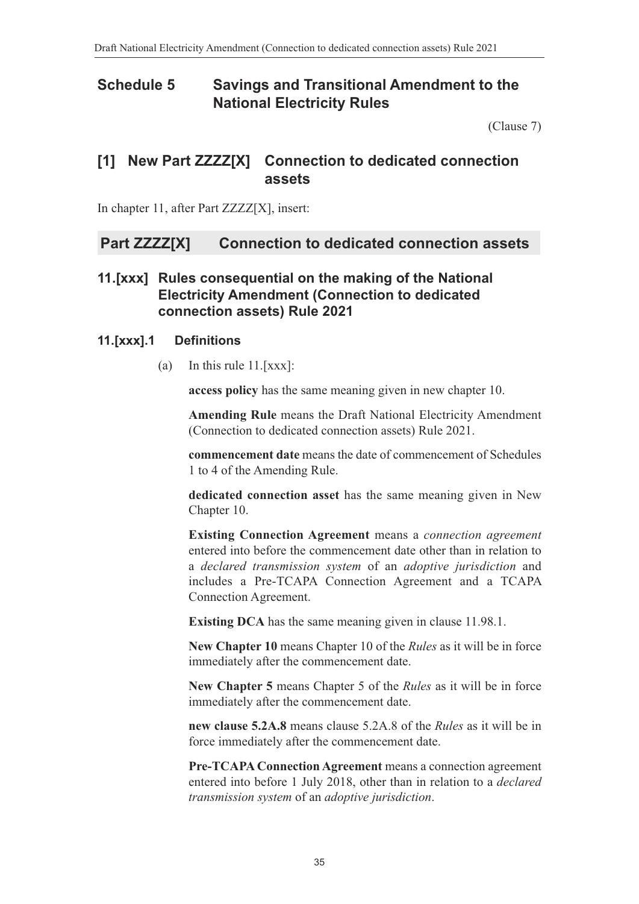## Schedule 5 Savings and Transitional Amendment to the National Electricity Rules

(Clause 7)

## [1] New Part ZZZZ[X] Connection to dedicated connection assets

In chapter 11, after Part ZZZZ[X], insert:

## Part ZZZZ[X] Connection to dedicated connection assets

### 11.[xxx] Rules consequential on the making of the National Electricity Amendment (Connection to dedicated connection assets) Rule 2021

#### 11.[xxx].1 Definitions

(a) In this rule 11.[xxx]:

**access policy** has the same meaning given in new chapter 10.

**Amending Rule** means the Draft National Electricity Amendment (Connection to dedicated connection assets) Rule 2021.

**commencement date** means the date of commencement of Schedules 1 to 4 of the Amending Rule.

**dedicated connection asset** has the same meaning given in New Chapter 10.

**Existing Connection Agreement** means a *connection agreement* entered into before the commencement date other than in relation to a *declared transmission system* of an *adoptive jurisdiction* and includes a Pre-TCAPA Connection Agreement and a TCAPA Connection Agreement.

**Existing DCA** has the same meaning given in clause 11.98.1.

**New Chapter 10** means Chapter 10 of the *Rules* as it will be in force immediately after the commencement date.

**New Chapter 5** means Chapter 5 of the *Rules* as it will be in force immediately after the commencement date.

**new clause 5.2A.8** means clause 5.2A.8 of the *Rules* as it will be in force immediately after the commencement date.

**Pre-TCAPA Connection Agreement** means a connection agreement entered into before 1 July 2018, other than in relation to a *declared transmission system* of an *adoptive jurisdiction*.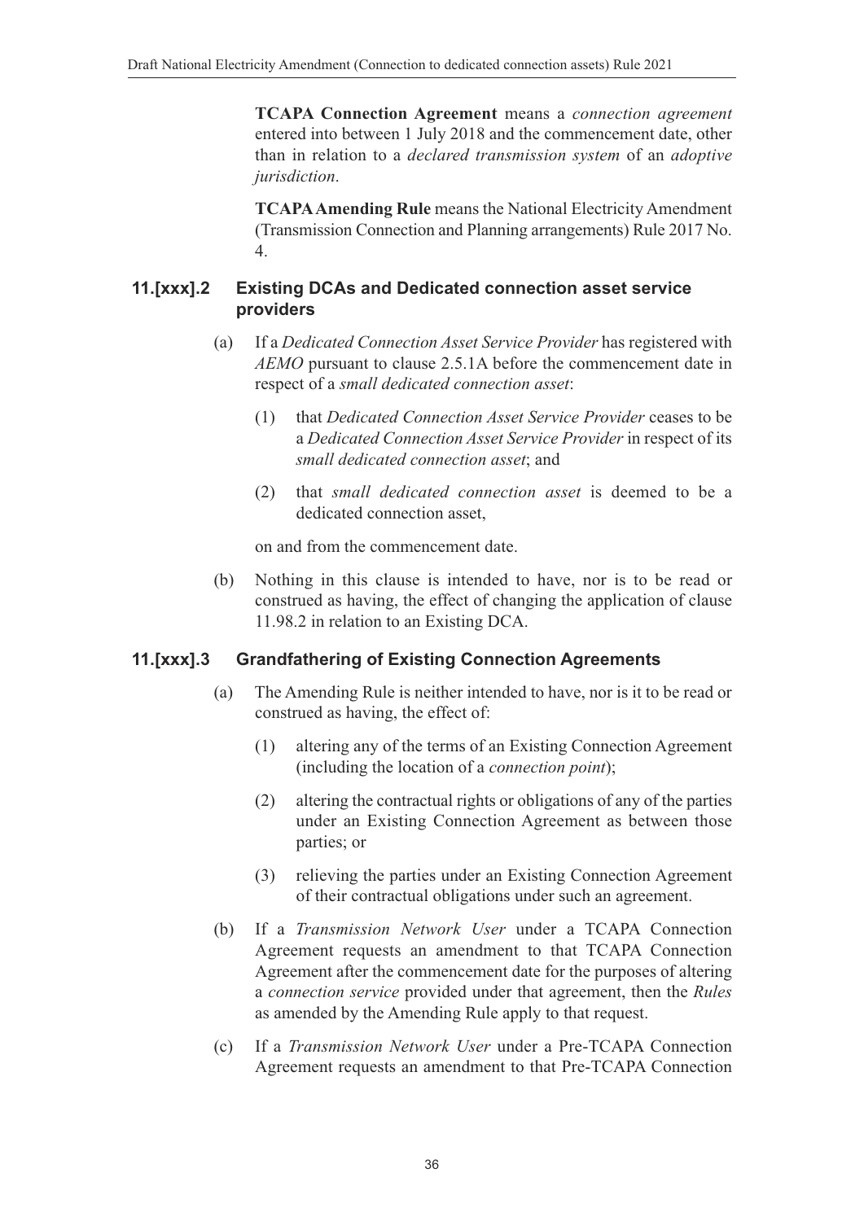**TCAPA Connection Agreement** means a *connection agreement* entered into between 1 July 2018 and the commencement date, other than in relation to a *declared transmission system* of an *adoptive jurisdiction*.

**TCAPA Amending Rule** means the National Electricity Amendment (Transmission Connection and Planning arrangements) Rule 2017 No. 4.

### 11.[xxx].2 Existing DCAs and Dedicated connection asset service providers

(a) If a *Dedicated Connection Asset Service Provider* has registered with *AEMO* pursuant to clause 2.5.1A before the commencement date in respect of a *small dedicated connection asset*:

(1) that *Dedicated Connection Asset Service Provider* ceases to be a *Dedicated Connection Asset Service Provider* in respect of its *small dedicated connection asset*; and

(2) that *small dedicated connection asset* is deemed to be a dedicated connection asset,

on and from the commencement date.

(b) Nothing in this clause is intended to have, nor is to be read or construed as having, the effect of changing the application of clause 11.98.2 in relation to an Existing DCA.

### 11.[xxx].3 Grandfathering of Existing Connection Agreements

(a) The Amending Rule is neither intended to have, nor is it to be read or construed as having, the effect of:

(1) altering any of the terms of an Existing Connection Agreement (including the location of a *connection point*);

(2) altering the contractual rights or obligations of any of the parties under an Existing Connection Agreement as between those parties; or

(3) relieving the parties under an Existing Connection Agreement of their contractual obligations under such an agreement.

(b) If a *Transmission Network User* under a TCAPA Connection Agreement requests an amendment to that TCAPA Connection Agreement after the commencement date for the purposes of altering a *connection service* provided under that agreement, then the *Rules* as amended by the Amending Rule apply to that request.

(c) If a *Transmission Network User* under a Pre-TCAPA Connection Agreement requests an amendment to that Pre-TCAPA Connection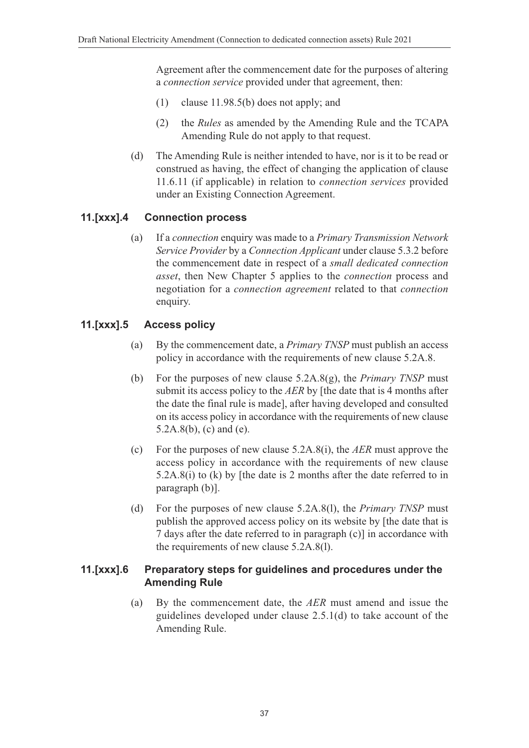Agreement after the commencement date for the purposes of altering a *connection service* provided under that agreement, then:

(1) clause 11.98.5(b) does not apply; and

(2) the *Rules* as amended by the Amending Rule and the TCAPA Amending Rule do not apply to that request.

(d) The Amending Rule is neither intended to have, nor is it to be read or construed as having, the effect of changing the application of clause 11.6.11 (if applicable) in relation to *connection services* provided under an Existing Connection Agreement.

### 11.[xxx].4 Connection process

(a) If a *connection* enquiry was made to a *Primary Transmission Network Service Provider* by a *Connection Applicant* under clause 5.3.2 before the commencement date in respect of a *small dedicated connection asset*, then New Chapter 5 applies to the *connection* process and negotiation for a *connection agreement* related to that *connection* enquiry.

### 11.[xxx].5 Access policy

(a) By the commencement date, a *Primary TNSP* must publish an access policy in accordance with the requirements of new clause 5.2A.8.

(b) For the purposes of new clause 5.2A.8(g), the *Primary TNSP* must submit its access policy to the *AER* by [the date that is 4 months after the date the final rule is made], after having developed and consulted on its access policy in accordance with the requirements of new clause 5.2A.8(b), (c) and (e).

(c) For the purposes of new clause 5.2A.8(i), the *AER* must approve the access policy in accordance with the requirements of new clause 5.2A.8(i) to (k) by [the date is 2 months after the date referred to in paragraph (b)].

(d) For the purposes of new clause 5.2A.8(l), the *Primary TNSP* must publish the approved access policy on its website by [the date that is 7 days after the date referred to in paragraph (c)] in accordance with the requirements of new clause 5.2A.8(l).

### 11.[xxx].6 Preparatory steps for guidelines and procedures under the Amending Rule

(a) By the commencement date, the *AER* must amend and issue the guidelines developed under clause 2.5.1(d) to take account of the Amending Rule.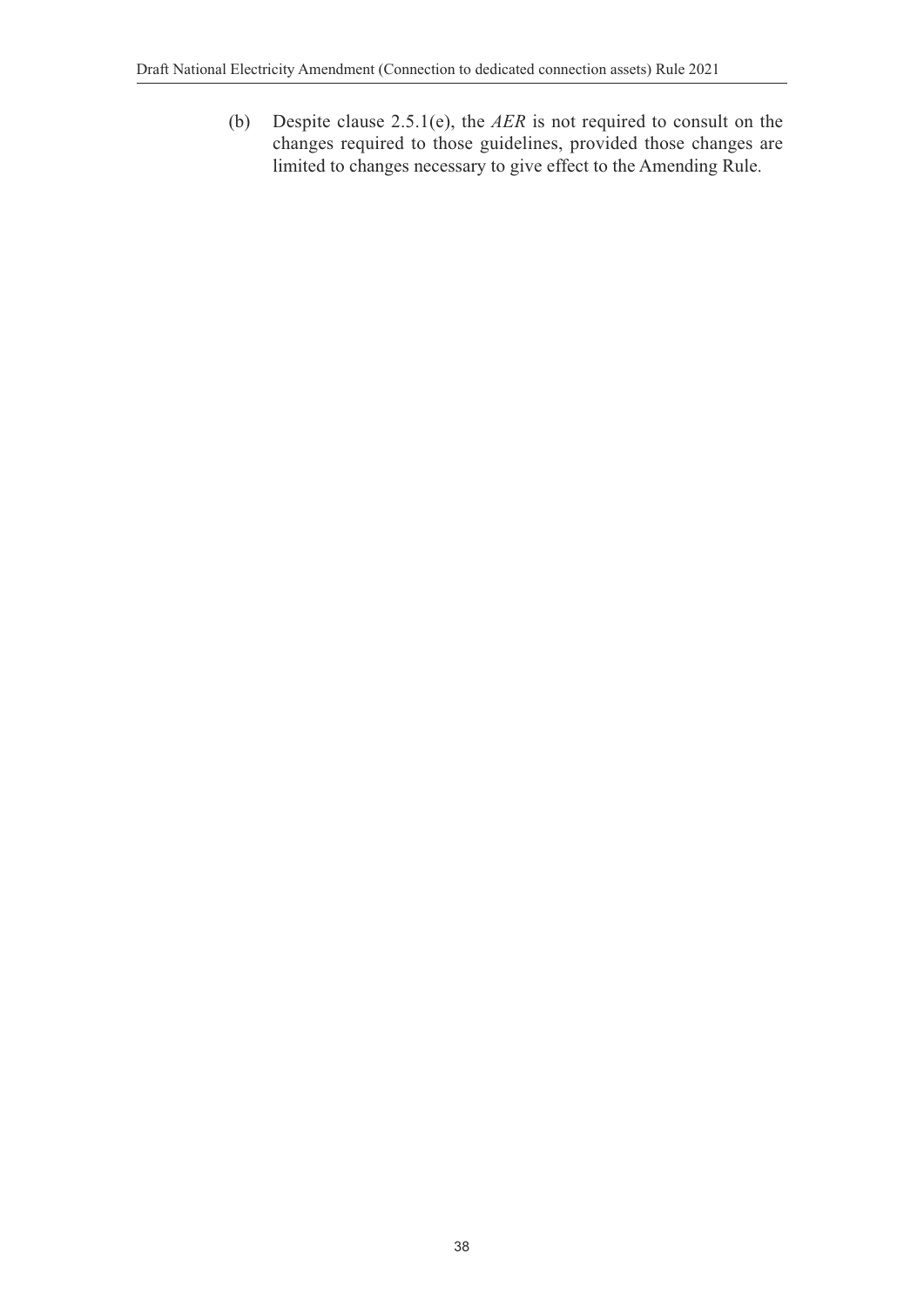(b) Despite clause 2.5.1(e), the *AER* is not required to consult on the changes required to those guidelines, provided those changes are limited to changes necessary to give effect to the Amending Rule.